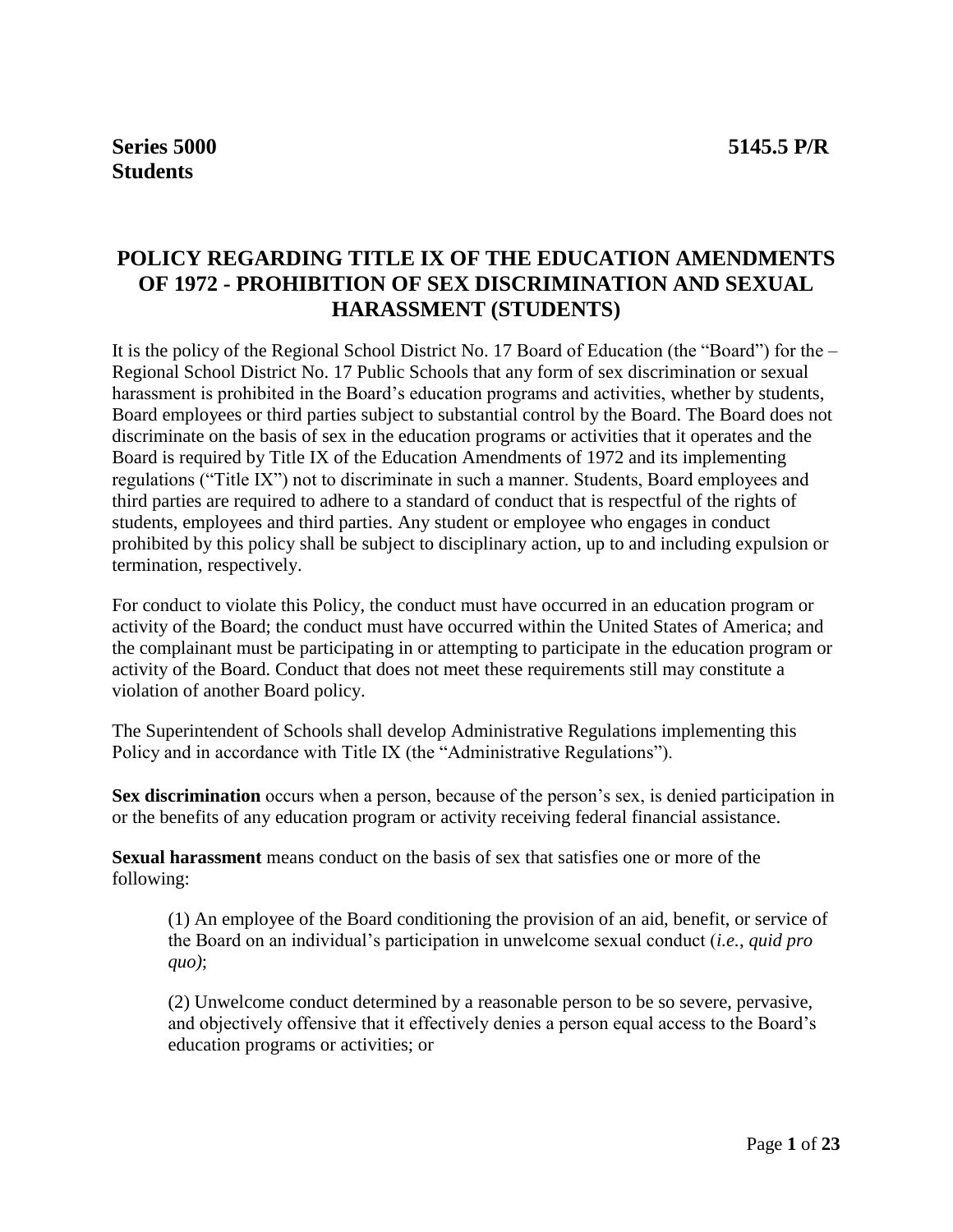**Series 5000** **5145.5 P/R**
**Students**

# POLICY REGARDING TITLE IX OF THE EDUCATION AMENDMENTS OF 1972 - PROHIBITION OF SEX DISCRIMINATION AND SEXUAL HARASSMENT (STUDENTS)

It is the policy of the Regional School District No. 17 Board of Education (the "Board") for the – Regional School District No. 17 Public Schools that any form of sex discrimination or sexual harassment is prohibited in the Board's education programs and activities, whether by students, Board employees or third parties subject to substantial control by the Board. The Board does not discriminate on the basis of sex in the education programs or activities that it operates and the Board is required by Title IX of the Education Amendments of 1972 and its implementing regulations ("Title IX") not to discriminate in such a manner. Students, Board employees and third parties are required to adhere to a standard of conduct that is respectful of the rights of students, employees and third parties. Any student or employee who engages in conduct prohibited by this policy shall be subject to disciplinary action, up to and including expulsion or termination, respectively.

For conduct to violate this Policy, the conduct must have occurred in an education program or activity of the Board; the conduct must have occurred within the United States of America; and the complainant must be participating in or attempting to participate in the education program or activity of the Board. Conduct that does not meet these requirements still may constitute a violation of another Board policy.

The Superintendent of Schools shall develop Administrative Regulations implementing this Policy and in accordance with Title IX (the "Administrative Regulations").

**Sex discrimination** occurs when a person, because of the person's sex, is denied participation in or the benefits of any education program or activity receiving federal financial assistance.

**Sexual harassment** means conduct on the basis of sex that satisfies one or more of the following:

> (1) An employee of the Board conditioning the provision of an aid, benefit, or service of the Board on an individual's participation in unwelcome sexual conduct (*i.e.*, *quid pro quo)*;
>
> (2) Unwelcome conduct determined by a reasonable person to be so severe, pervasive, and objectively offensive that it effectively denies a person equal access to the Board's education programs or activities; or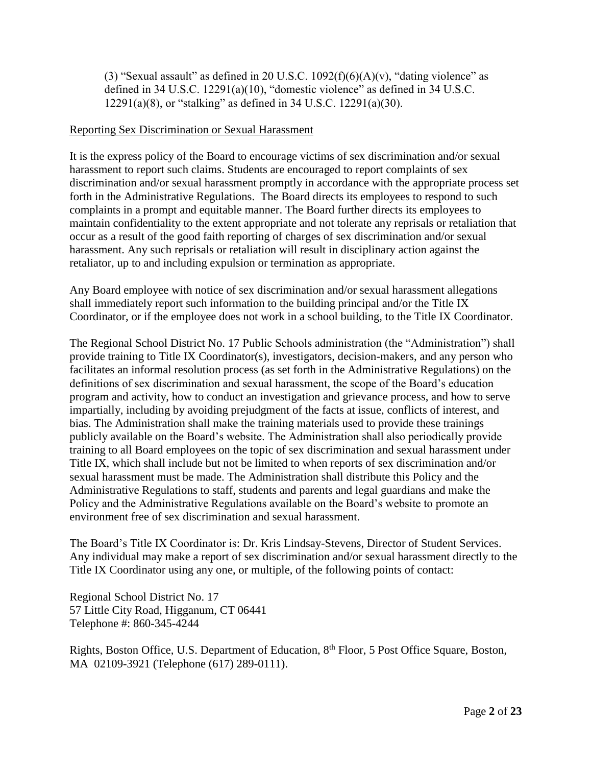(3) "Sexual assault" as defined in 20 U.S.C. 1092(f)(6)(A)(v), "dating violence" as defined in 34 U.S.C. 12291(a)(10), "domestic violence" as defined in 34 U.S.C. 12291(a)(8), or "stalking" as defined in 34 U.S.C. 12291(a)(30).

## Reporting Sex Discrimination or Sexual Harassment

It is the express policy of the Board to encourage victims of sex discrimination and/or sexual harassment to report such claims. Students are encouraged to report complaints of sex discrimination and/or sexual harassment promptly in accordance with the appropriate process set forth in the Administrative Regulations. The Board directs its employees to respond to such complaints in a prompt and equitable manner. The Board further directs its employees to maintain confidentiality to the extent appropriate and not tolerate any reprisals or retaliation that occur as a result of the good faith reporting of charges of sex discrimination and/or sexual harassment. Any such reprisals or retaliation will result in disciplinary action against the retaliator, up to and including expulsion or termination as appropriate.

Any Board employee with notice of sex discrimination and/or sexual harassment allegations shall immediately report such information to the building principal and/or the Title IX Coordinator, or if the employee does not work in a school building, to the Title IX Coordinator.

The Regional School District No. 17 Public Schools administration (the "Administration") shall provide training to Title IX Coordinator(s), investigators, decision-makers, and any person who facilitates an informal resolution process (as set forth in the Administrative Regulations) on the definitions of sex discrimination and sexual harassment, the scope of the Board's education program and activity, how to conduct an investigation and grievance process, and how to serve impartially, including by avoiding prejudgment of the facts at issue, conflicts of interest, and bias. The Administration shall make the training materials used to provide these trainings publicly available on the Board's website. The Administration shall also periodically provide training to all Board employees on the topic of sex discrimination and sexual harassment under Title IX, which shall include but not be limited to when reports of sex discrimination and/or sexual harassment must be made. The Administration shall distribute this Policy and the Administrative Regulations to staff, students and parents and legal guardians and make the Policy and the Administrative Regulations available on the Board's website to promote an environment free of sex discrimination and sexual harassment.

The Board's Title IX Coordinator is: Dr. Kris Lindsay-Stevens, Director of Student Services. Any individual may make a report of sex discrimination and/or sexual harassment directly to the Title IX Coordinator using any one, or multiple, of the following points of contact:

Regional School District No. 17
57 Little City Road, Higganum, CT 06441
Telephone #: 860-345-4244

Rights, Boston Office, U.S. Department of Education, 8th Floor, 5 Post Office Square, Boston, MA 02109-3921 (Telephone (617) 289-0111).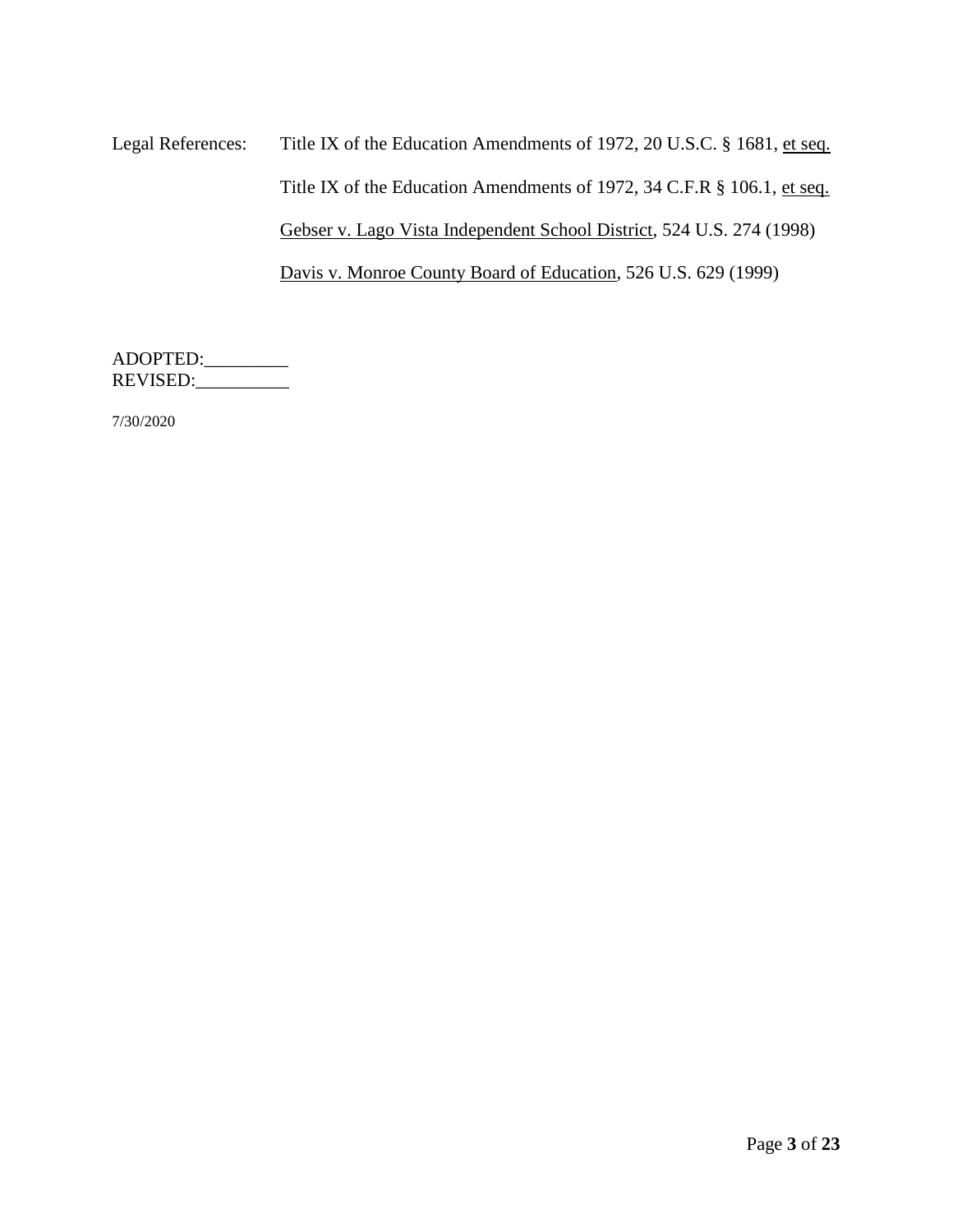Legal References: Title IX of the Education Amendments of 1972, 20 U.S.C. § 1681, et seq.

Title IX of the Education Amendments of 1972, 34 C.F.R § 106.1, et seq.

Gebser v. Lago Vista Independent School District, 524 U.S. 274 (1998)

Davis v. Monroe County Board of Education, 526 U.S. 629 (1999)

ADOPTED:_________
REVISED:__________

7/30/2020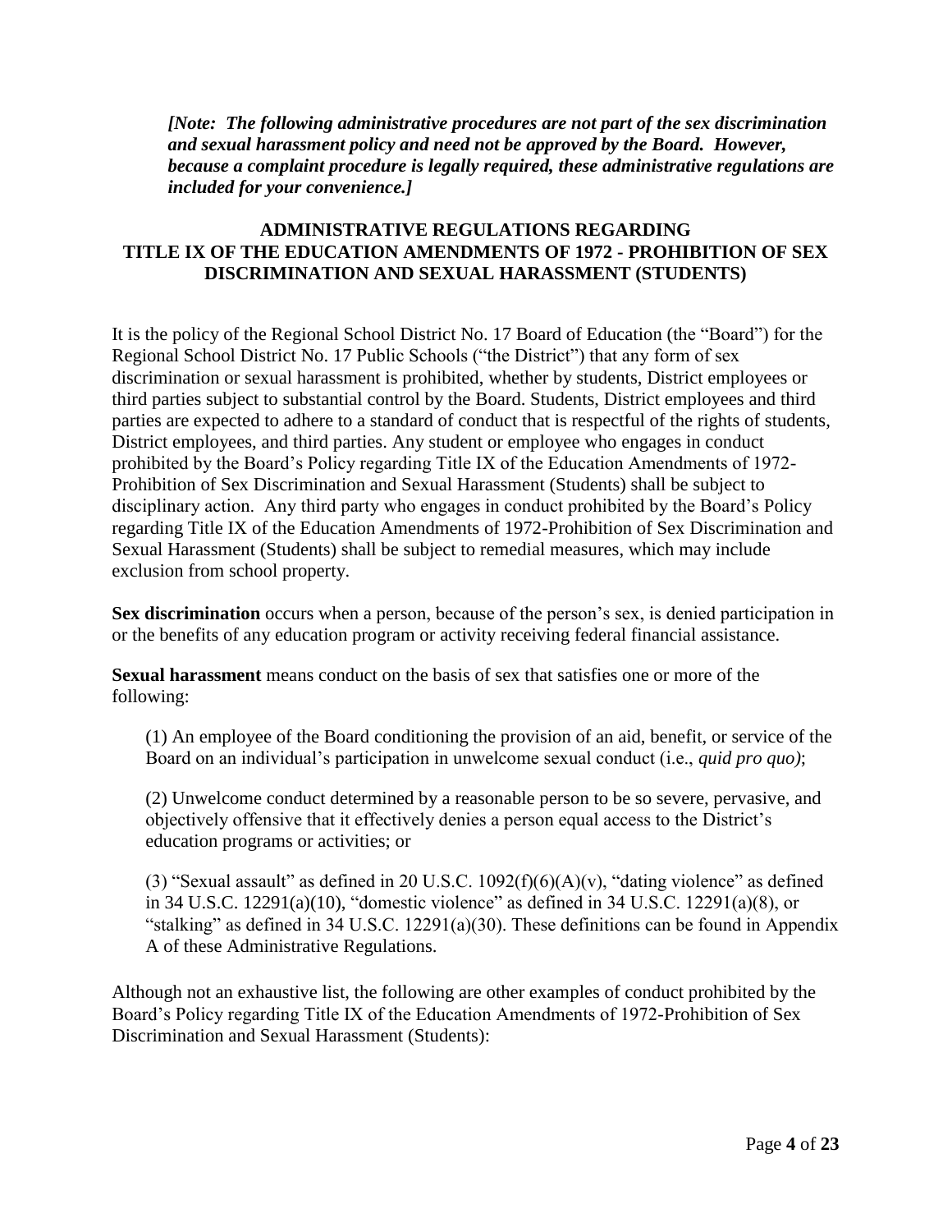***[Note: The following administrative procedures are not part of the sex discrimination and sexual harassment policy and need not be approved by the Board. However, because a complaint procedure is legally required, these administrative regulations are included for your convenience.]***

## ADMINISTRATIVE REGULATIONS REGARDING TITLE IX OF THE EDUCATION AMENDMENTS OF 1972 - PROHIBITION OF SEX DISCRIMINATION AND SEXUAL HARASSMENT (STUDENTS)

It is the policy of the Regional School District No. 17 Board of Education (the "Board") for the Regional School District No. 17 Public Schools ("the District") that any form of sex discrimination or sexual harassment is prohibited, whether by students, District employees or third parties subject to substantial control by the Board. Students, District employees and third parties are expected to adhere to a standard of conduct that is respectful of the rights of students, District employees, and third parties. Any student or employee who engages in conduct prohibited by the Board's Policy regarding Title IX of the Education Amendments of 1972-Prohibition of Sex Discrimination and Sexual Harassment (Students) shall be subject to disciplinary action. Any third party who engages in conduct prohibited by the Board's Policy regarding Title IX of the Education Amendments of 1972-Prohibition of Sex Discrimination and Sexual Harassment (Students) shall be subject to remedial measures, which may include exclusion from school property.

**Sex discrimination** occurs when a person, because of the person's sex, is denied participation in or the benefits of any education program or activity receiving federal financial assistance.

**Sexual harassment** means conduct on the basis of sex that satisfies one or more of the following:

(1) An employee of the Board conditioning the provision of an aid, benefit, or service of the Board on an individual's participation in unwelcome sexual conduct (i.e., *quid pro quo)*;

(2) Unwelcome conduct determined by a reasonable person to be so severe, pervasive, and objectively offensive that it effectively denies a person equal access to the District's education programs or activities; or

(3) "Sexual assault" as defined in 20 U.S.C. 1092(f)(6)(A)(v), "dating violence" as defined in 34 U.S.C. 12291(a)(10), "domestic violence" as defined in 34 U.S.C. 12291(a)(8), or "stalking" as defined in 34 U.S.C. 12291(a)(30). These definitions can be found in Appendix A of these Administrative Regulations.

Although not an exhaustive list, the following are other examples of conduct prohibited by the Board's Policy regarding Title IX of the Education Amendments of 1972-Prohibition of Sex Discrimination and Sexual Harassment (Students):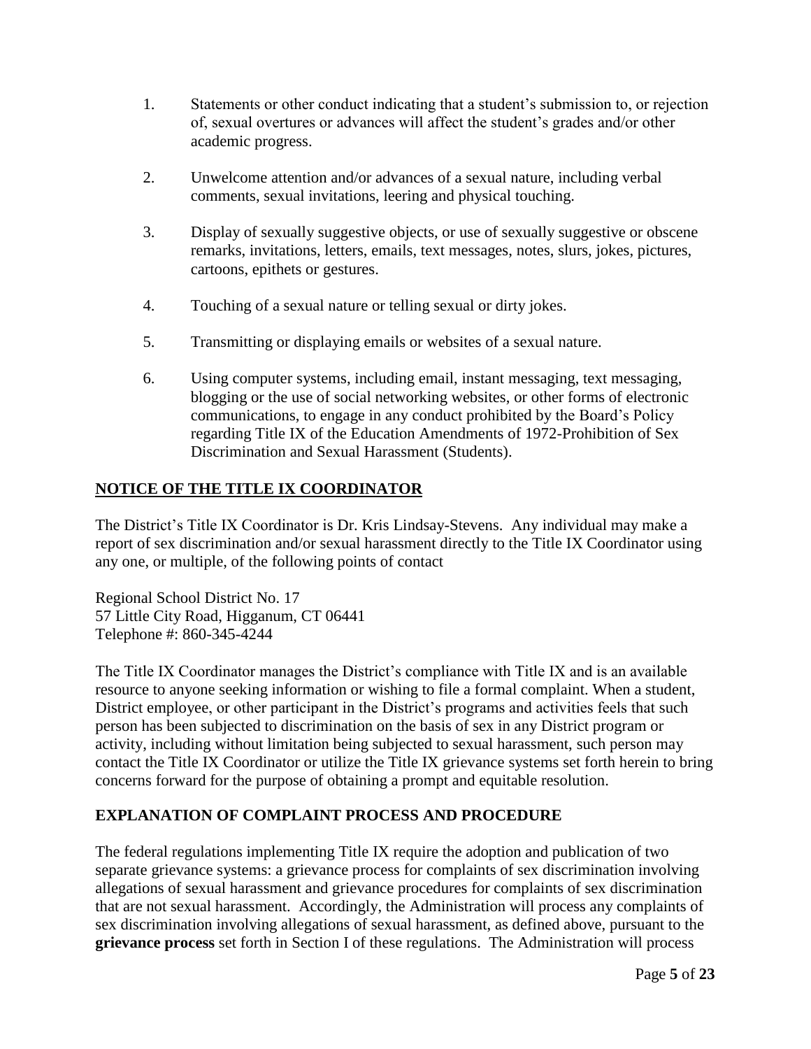1. Statements or other conduct indicating that a student's submission to, or rejection of, sexual overtures or advances will affect the student's grades and/or other academic progress.

2. Unwelcome attention and/or advances of a sexual nature, including verbal comments, sexual invitations, leering and physical touching.

3. Display of sexually suggestive objects, or use of sexually suggestive or obscene remarks, invitations, letters, emails, text messages, notes, slurs, jokes, pictures, cartoons, epithets or gestures.

4. Touching of a sexual nature or telling sexual or dirty jokes.

5. Transmitting or displaying emails or websites of a sexual nature.

6. Using computer systems, including email, instant messaging, text messaging, blogging or the use of social networking websites, or other forms of electronic communications, to engage in any conduct prohibited by the Board's Policy regarding Title IX of the Education Amendments of 1972-Prohibition of Sex Discrimination and Sexual Harassment (Students).

## NOTICE OF THE TITLE IX COORDINATOR

The District's Title IX Coordinator is Dr. Kris Lindsay-Stevens. Any individual may make a report of sex discrimination and/or sexual harassment directly to the Title IX Coordinator using any one, or multiple, of the following points of contact

Regional School District No. 17
57 Little City Road, Higganum, CT 06441
Telephone #: 860-345-4244

The Title IX Coordinator manages the District's compliance with Title IX and is an available resource to anyone seeking information or wishing to file a formal complaint. When a student, District employee, or other participant in the District's programs and activities feels that such person has been subjected to discrimination on the basis of sex in any District program or activity, including without limitation being subjected to sexual harassment, such person may contact the Title IX Coordinator or utilize the Title IX grievance systems set forth herein to bring concerns forward for the purpose of obtaining a prompt and equitable resolution.

## EXPLANATION OF COMPLAINT PROCESS AND PROCEDURE

The federal regulations implementing Title IX require the adoption and publication of two separate grievance systems: a grievance process for complaints of sex discrimination involving allegations of sexual harassment and grievance procedures for complaints of sex discrimination that are not sexual harassment. Accordingly, the Administration will process any complaints of sex discrimination involving allegations of sexual harassment, as defined above, pursuant to the **grievance process** set forth in Section I of these regulations. The Administration will process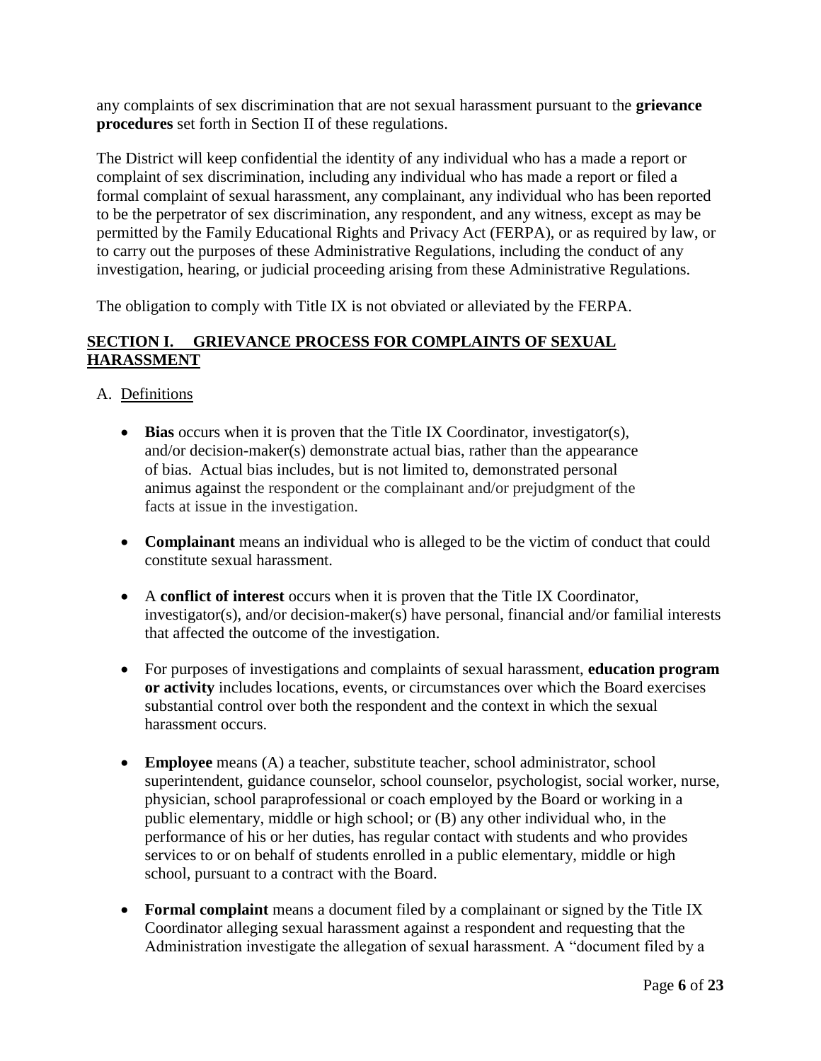any complaints of sex discrimination that are not sexual harassment pursuant to the **grievance procedures** set forth in Section II of these regulations.

The District will keep confidential the identity of any individual who has a made a report or complaint of sex discrimination, including any individual who has made a report or filed a formal complaint of sexual harassment, any complainant, any individual who has been reported to be the perpetrator of sex discrimination, any respondent, and any witness, except as may be permitted by the Family Educational Rights and Privacy Act (FERPA), or as required by law, or to carry out the purposes of these Administrative Regulations, including the conduct of any investigation, hearing, or judicial proceeding arising from these Administrative Regulations.

The obligation to comply with Title IX is not obviated or alleviated by the FERPA.

## SECTION I. GRIEVANCE PROCESS FOR COMPLAINTS OF SEXUAL HARASSMENT

A. Definitions

- **Bias** occurs when it is proven that the Title IX Coordinator, investigator(s), and/or decision-maker(s) demonstrate actual bias, rather than the appearance of bias. Actual bias includes, but is not limited to, demonstrated personal animus against the respondent or the complainant and/or prejudgment of the facts at issue in the investigation.

- **Complainant** means an individual who is alleged to be the victim of conduct that could constitute sexual harassment.

- A **conflict of interest** occurs when it is proven that the Title IX Coordinator, investigator(s), and/or decision-maker(s) have personal, financial and/or familial interests that affected the outcome of the investigation.

- For purposes of investigations and complaints of sexual harassment, **education program or activity** includes locations, events, or circumstances over which the Board exercises substantial control over both the respondent and the context in which the sexual harassment occurs.

- **Employee** means (A) a teacher, substitute teacher, school administrator, school superintendent, guidance counselor, school counselor, psychologist, social worker, nurse, physician, school paraprofessional or coach employed by the Board or working in a public elementary, middle or high school; or (B) any other individual who, in the performance of his or her duties, has regular contact with students and who provides services to or on behalf of students enrolled in a public elementary, middle or high school, pursuant to a contract with the Board.

- **Formal complaint** means a document filed by a complainant or signed by the Title IX Coordinator alleging sexual harassment against a respondent and requesting that the Administration investigate the allegation of sexual harassment. A "document filed by a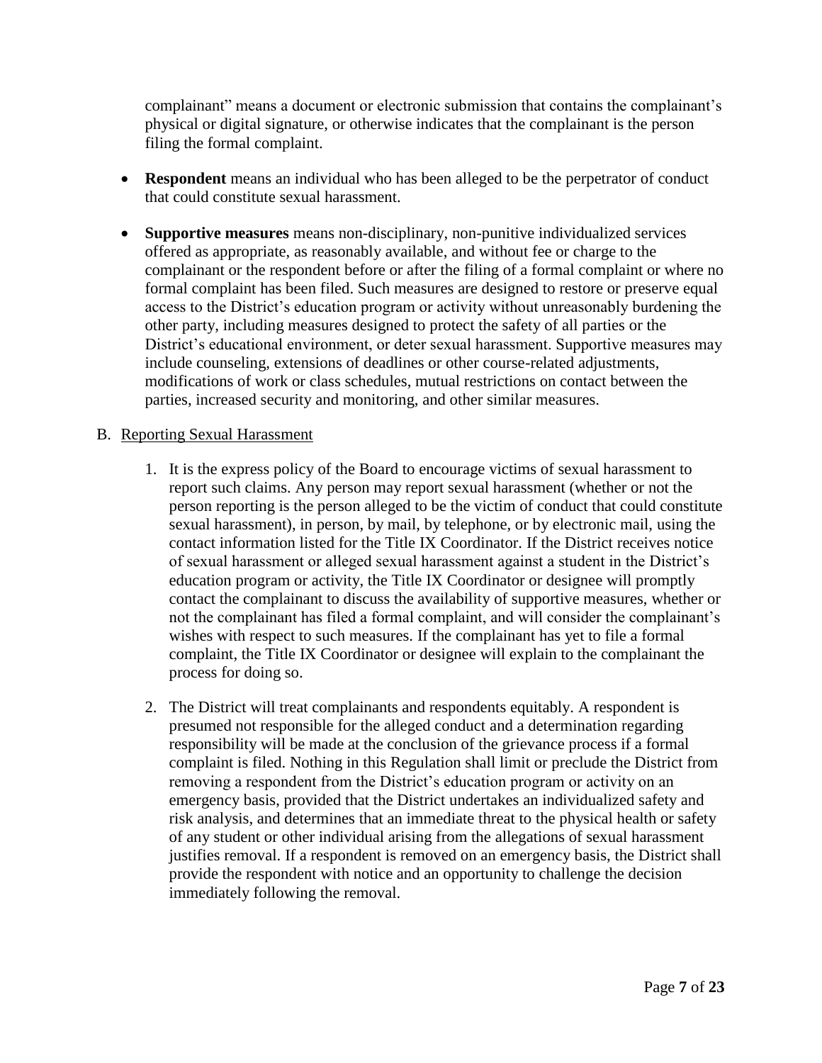complainant" means a document or electronic submission that contains the complainant's physical or digital signature, or otherwise indicates that the complainant is the person filing the formal complaint.

- **Respondent** means an individual who has been alleged to be the perpetrator of conduct that could constitute sexual harassment.
- **Supportive measures** means non-disciplinary, non-punitive individualized services offered as appropriate, as reasonably available, and without fee or charge to the complainant or the respondent before or after the filing of a formal complaint or where no formal complaint has been filed. Such measures are designed to restore or preserve equal access to the District's education program or activity without unreasonably burdening the other party, including measures designed to protect the safety of all parties or the District's educational environment, or deter sexual harassment. Supportive measures may include counseling, extensions of deadlines or other course-related adjustments, modifications of work or class schedules, mutual restrictions on contact between the parties, increased security and monitoring, and other similar measures.

B. <u>Reporting Sexual Harassment</u>

1. It is the express policy of the Board to encourage victims of sexual harassment to report such claims. Any person may report sexual harassment (whether or not the person reporting is the person alleged to be the victim of conduct that could constitute sexual harassment), in person, by mail, by telephone, or by electronic mail, using the contact information listed for the Title IX Coordinator. If the District receives notice of sexual harassment or alleged sexual harassment against a student in the District's education program or activity, the Title IX Coordinator or designee will promptly contact the complainant to discuss the availability of supportive measures, whether or not the complainant has filed a formal complaint, and will consider the complainant's wishes with respect to such measures. If the complainant has yet to file a formal complaint, the Title IX Coordinator or designee will explain to the complainant the process for doing so.

2. The District will treat complainants and respondents equitably. A respondent is presumed not responsible for the alleged conduct and a determination regarding responsibility will be made at the conclusion of the grievance process if a formal complaint is filed. Nothing in this Regulation shall limit or preclude the District from removing a respondent from the District's education program or activity on an emergency basis, provided that the District undertakes an individualized safety and risk analysis, and determines that an immediate threat to the physical health or safety of any student or other individual arising from the allegations of sexual harassment justifies removal. If a respondent is removed on an emergency basis, the District shall provide the respondent with notice and an opportunity to challenge the decision immediately following the removal.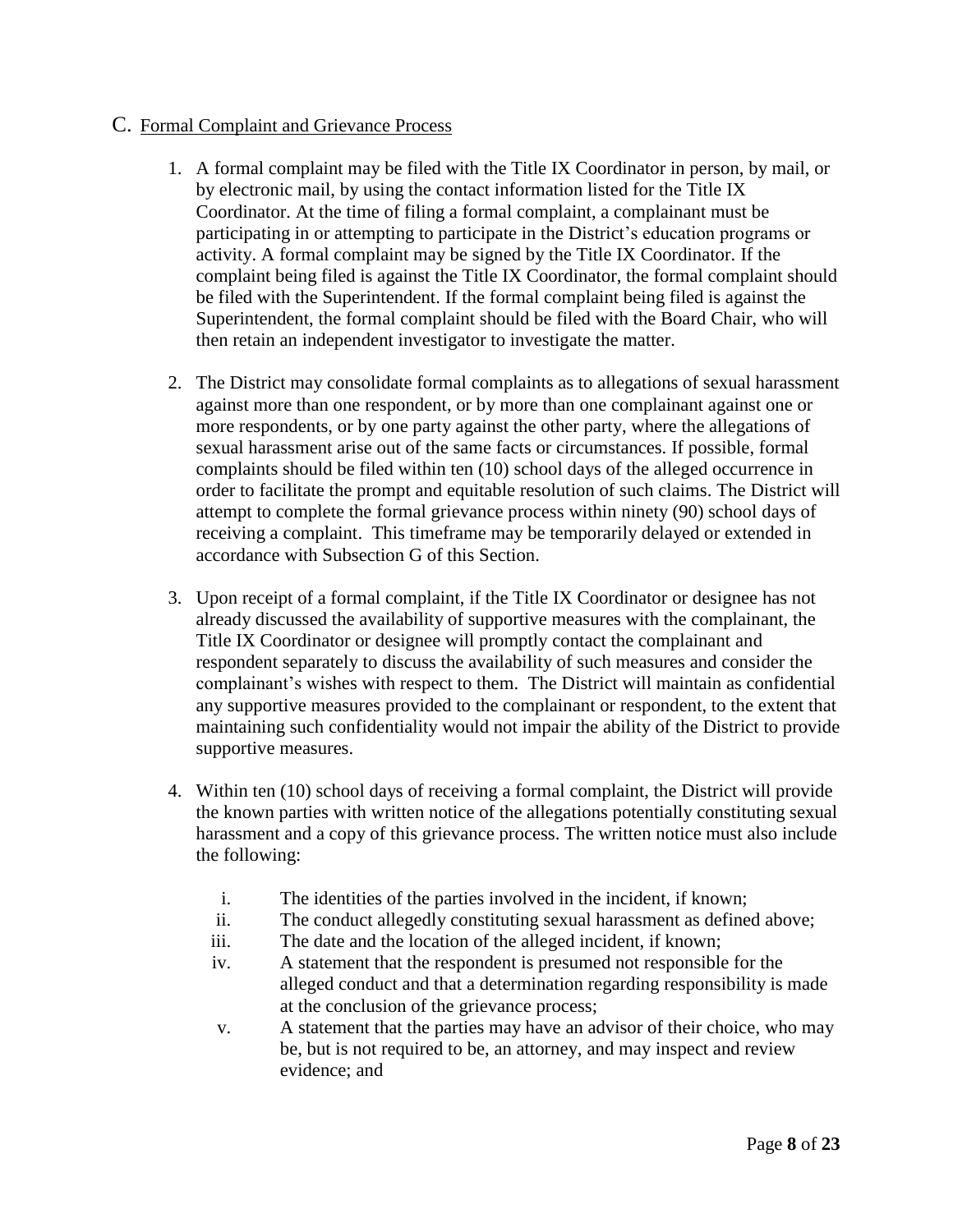## C. Formal Complaint and Grievance Process

1. A formal complaint may be filed with the Title IX Coordinator in person, by mail, or by electronic mail, by using the contact information listed for the Title IX Coordinator. At the time of filing a formal complaint, a complainant must be participating in or attempting to participate in the District's education programs or activity. A formal complaint may be signed by the Title IX Coordinator. If the complaint being filed is against the Title IX Coordinator, the formal complaint should be filed with the Superintendent. If the formal complaint being filed is against the Superintendent, the formal complaint should be filed with the Board Chair, who will then retain an independent investigator to investigate the matter.

2. The District may consolidate formal complaints as to allegations of sexual harassment against more than one respondent, or by more than one complainant against one or more respondents, or by one party against the other party, where the allegations of sexual harassment arise out of the same facts or circumstances. If possible, formal complaints should be filed within ten (10) school days of the alleged occurrence in order to facilitate the prompt and equitable resolution of such claims. The District will attempt to complete the formal grievance process within ninety (90) school days of receiving a complaint. This timeframe may be temporarily delayed or extended in accordance with Subsection G of this Section.

3. Upon receipt of a formal complaint, if the Title IX Coordinator or designee has not already discussed the availability of supportive measures with the complainant, the Title IX Coordinator or designee will promptly contact the complainant and respondent separately to discuss the availability of such measures and consider the complainant's wishes with respect to them. The District will maintain as confidential any supportive measures provided to the complainant or respondent, to the extent that maintaining such confidentiality would not impair the ability of the District to provide supportive measures.

4. Within ten (10) school days of receiving a formal complaint, the District will provide the known parties with written notice of the allegations potentially constituting sexual harassment and a copy of this grievance process. The written notice must also include the following:

   i. The identities of the parties involved in the incident, if known;

   ii. The conduct allegedly constituting sexual harassment as defined above;

   iii. The date and the location of the alleged incident, if known;

   iv. A statement that the respondent is presumed not responsible for the alleged conduct and that a determination regarding responsibility is made at the conclusion of the grievance process;

   v. A statement that the parties may have an advisor of their choice, who may be, but is not required to be, an attorney, and may inspect and review evidence; and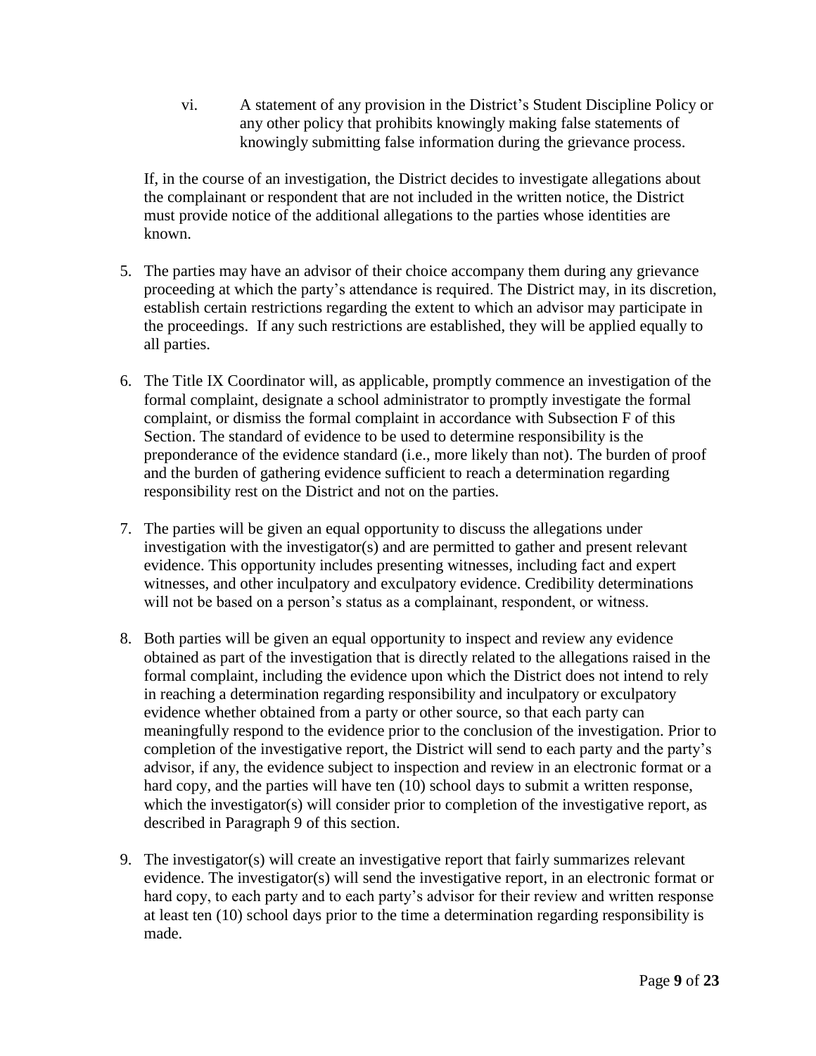vi. A statement of any provision in the District's Student Discipline Policy or any other policy that prohibits knowingly making false statements of knowingly submitting false information during the grievance process.

If, in the course of an investigation, the District decides to investigate allegations about the complainant or respondent that are not included in the written notice, the District must provide notice of the additional allegations to the parties whose identities are known.

5. The parties may have an advisor of their choice accompany them during any grievance proceeding at which the party's attendance is required. The District may, in its discretion, establish certain restrictions regarding the extent to which an advisor may participate in the proceedings. If any such restrictions are established, they will be applied equally to all parties.

6. The Title IX Coordinator will, as applicable, promptly commence an investigation of the formal complaint, designate a school administrator to promptly investigate the formal complaint, or dismiss the formal complaint in accordance with Subsection F of this Section. The standard of evidence to be used to determine responsibility is the preponderance of the evidence standard (i.e., more likely than not). The burden of proof and the burden of gathering evidence sufficient to reach a determination regarding responsibility rest on the District and not on the parties.

7. The parties will be given an equal opportunity to discuss the allegations under investigation with the investigator(s) and are permitted to gather and present relevant evidence. This opportunity includes presenting witnesses, including fact and expert witnesses, and other inculpatory and exculpatory evidence. Credibility determinations will not be based on a person's status as a complainant, respondent, or witness.

8. Both parties will be given an equal opportunity to inspect and review any evidence obtained as part of the investigation that is directly related to the allegations raised in the formal complaint, including the evidence upon which the District does not intend to rely in reaching a determination regarding responsibility and inculpatory or exculpatory evidence whether obtained from a party or other source, so that each party can meaningfully respond to the evidence prior to the conclusion of the investigation. Prior to completion of the investigative report, the District will send to each party and the party's advisor, if any, the evidence subject to inspection and review in an electronic format or a hard copy, and the parties will have ten (10) school days to submit a written response, which the investigator(s) will consider prior to completion of the investigative report, as described in Paragraph 9 of this section.

9. The investigator(s) will create an investigative report that fairly summarizes relevant evidence. The investigator(s) will send the investigative report, in an electronic format or hard copy, to each party and to each party's advisor for their review and written response at least ten (10) school days prior to the time a determination regarding responsibility is made.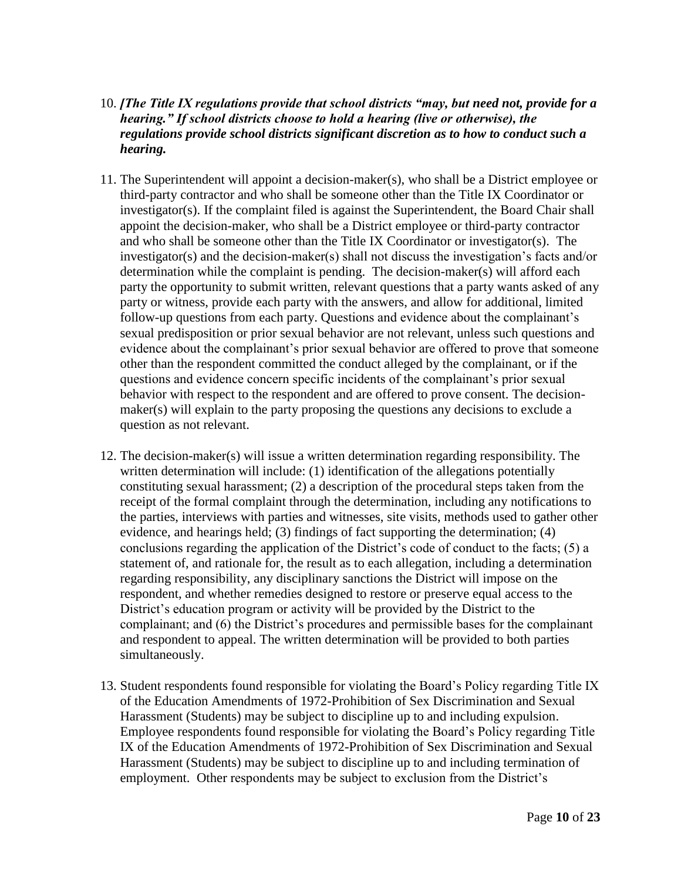10. ***[The Title IX regulations provide that school districts "may, but need not, provide for a hearing." If school districts choose to hold a hearing (live or otherwise), the regulations provide school districts significant discretion as to how to conduct such a hearing.***

11. The Superintendent will appoint a decision-maker(s), who shall be a District employee or third-party contractor and who shall be someone other than the Title IX Coordinator or investigator(s). If the complaint filed is against the Superintendent, the Board Chair shall appoint the decision-maker, who shall be a District employee or third-party contractor and who shall be someone other than the Title IX Coordinator or investigator(s). The investigator(s) and the decision-maker(s) shall not discuss the investigation's facts and/or determination while the complaint is pending. The decision-maker(s) will afford each party the opportunity to submit written, relevant questions that a party wants asked of any party or witness, provide each party with the answers, and allow for additional, limited follow-up questions from each party. Questions and evidence about the complainant's sexual predisposition or prior sexual behavior are not relevant, unless such questions and evidence about the complainant's prior sexual behavior are offered to prove that someone other than the respondent committed the conduct alleged by the complainant, or if the questions and evidence concern specific incidents of the complainant's prior sexual behavior with respect to the respondent and are offered to prove consent. The decision-maker(s) will explain to the party proposing the questions any decisions to exclude a question as not relevant.

12. The decision-maker(s) will issue a written determination regarding responsibility. The written determination will include: (1) identification of the allegations potentially constituting sexual harassment; (2) a description of the procedural steps taken from the receipt of the formal complaint through the determination, including any notifications to the parties, interviews with parties and witnesses, site visits, methods used to gather other evidence, and hearings held; (3) findings of fact supporting the determination; (4) conclusions regarding the application of the District's code of conduct to the facts; (5) a statement of, and rationale for, the result as to each allegation, including a determination regarding responsibility, any disciplinary sanctions the District will impose on the respondent, and whether remedies designed to restore or preserve equal access to the District's education program or activity will be provided by the District to the complainant; and (6) the District's procedures and permissible bases for the complainant and respondent to appeal. The written determination will be provided to both parties simultaneously.

13. Student respondents found responsible for violating the Board's Policy regarding Title IX of the Education Amendments of 1972-Prohibition of Sex Discrimination and Sexual Harassment (Students) may be subject to discipline up to and including expulsion. Employee respondents found responsible for violating the Board's Policy regarding Title IX of the Education Amendments of 1972-Prohibition of Sex Discrimination and Sexual Harassment (Students) may be subject to discipline up to and including termination of employment. Other respondents may be subject to exclusion from the District's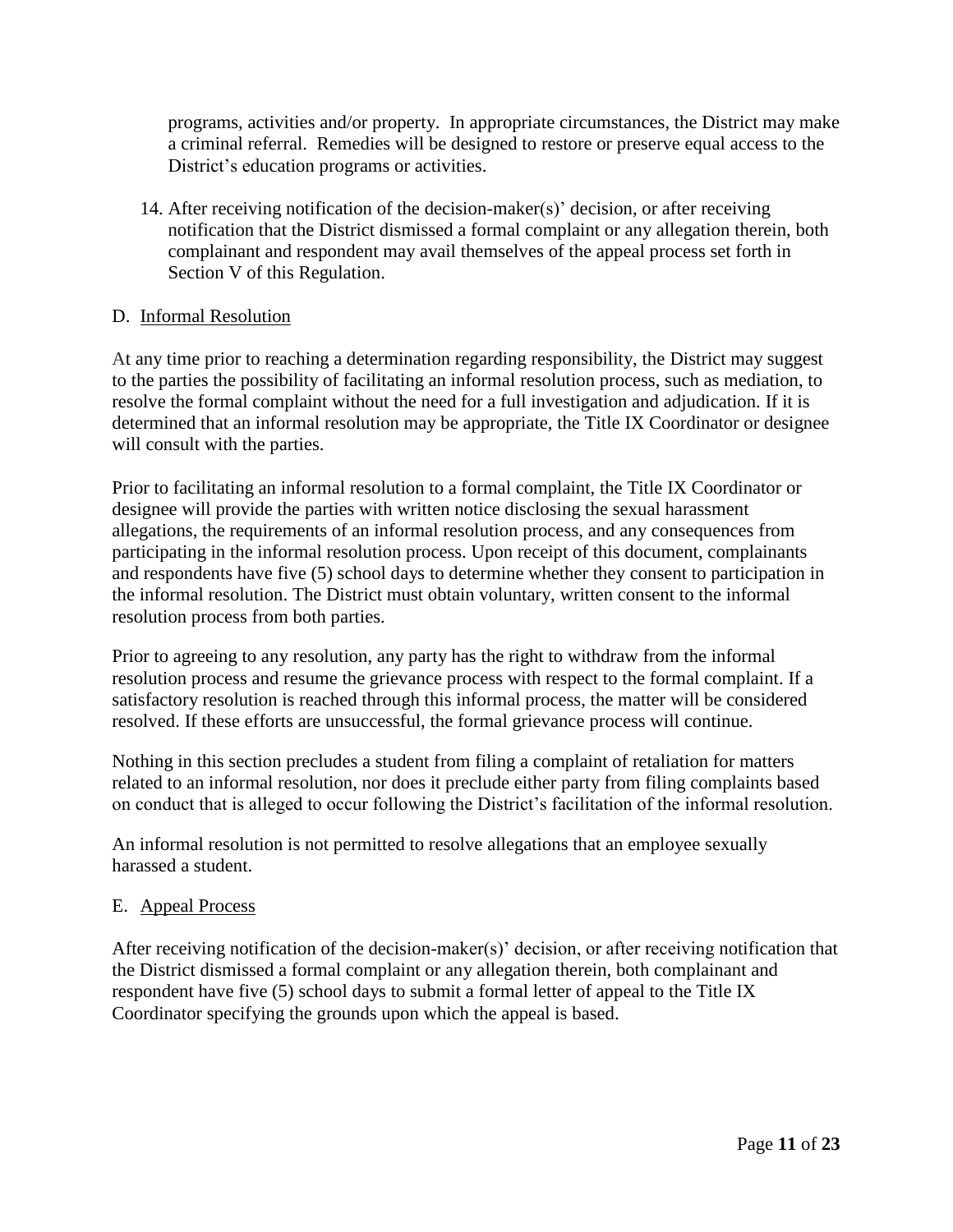programs, activities and/or property. In appropriate circumstances, the District may make a criminal referral. Remedies will be designed to restore or preserve equal access to the District's education programs or activities.

14. After receiving notification of the decision-maker(s)' decision, or after receiving notification that the District dismissed a formal complaint or any allegation therein, both complainant and respondent may avail themselves of the appeal process set forth in Section V of this Regulation.

D. <u>Informal Resolution</u>

At any time prior to reaching a determination regarding responsibility, the District may suggest to the parties the possibility of facilitating an informal resolution process, such as mediation, to resolve the formal complaint without the need for a full investigation and adjudication. If it is determined that an informal resolution may be appropriate, the Title IX Coordinator or designee will consult with the parties.

Prior to facilitating an informal resolution to a formal complaint, the Title IX Coordinator or designee will provide the parties with written notice disclosing the sexual harassment allegations, the requirements of an informal resolution process, and any consequences from participating in the informal resolution process. Upon receipt of this document, complainants and respondents have five (5) school days to determine whether they consent to participation in the informal resolution. The District must obtain voluntary, written consent to the informal resolution process from both parties.

Prior to agreeing to any resolution, any party has the right to withdraw from the informal resolution process and resume the grievance process with respect to the formal complaint. If a satisfactory resolution is reached through this informal process, the matter will be considered resolved. If these efforts are unsuccessful, the formal grievance process will continue.

Nothing in this section precludes a student from filing a complaint of retaliation for matters related to an informal resolution, nor does it preclude either party from filing complaints based on conduct that is alleged to occur following the District's facilitation of the informal resolution.

An informal resolution is not permitted to resolve allegations that an employee sexually harassed a student.

E. <u>Appeal Process</u>

After receiving notification of the decision-maker(s)' decision, or after receiving notification that the District dismissed a formal complaint or any allegation therein, both complainant and respondent have five (5) school days to submit a formal letter of appeal to the Title IX Coordinator specifying the grounds upon which the appeal is based.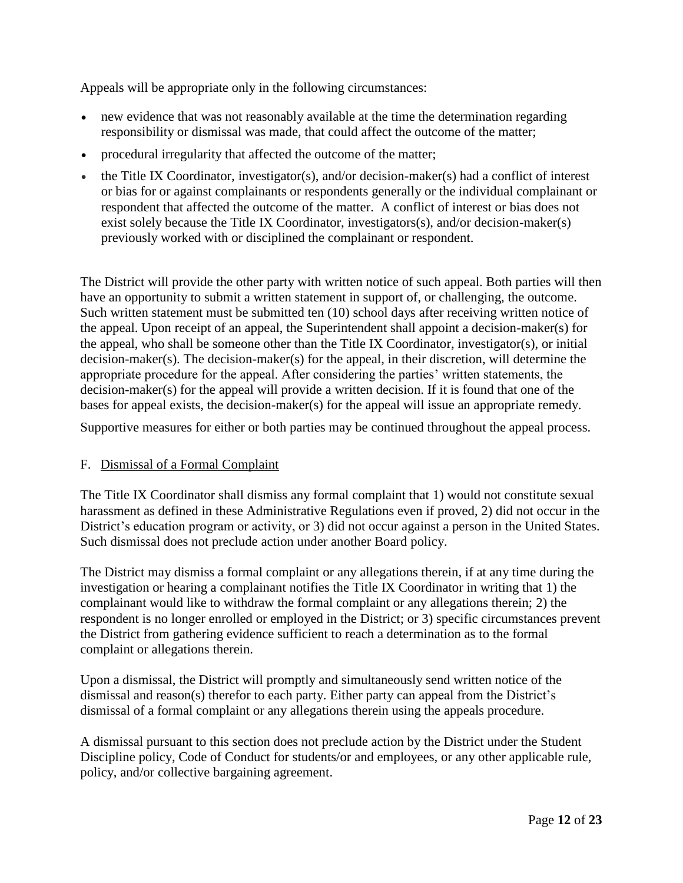Appeals will be appropriate only in the following circumstances:

- new evidence that was not reasonably available at the time the determination regarding responsibility or dismissal was made, that could affect the outcome of the matter;
- procedural irregularity that affected the outcome of the matter;
- the Title IX Coordinator, investigator(s), and/or decision-maker(s) had a conflict of interest or bias for or against complainants or respondents generally or the individual complainant or respondent that affected the outcome of the matter. A conflict of interest or bias does not exist solely because the Title IX Coordinator, investigators(s), and/or decision-maker(s) previously worked with or disciplined the complainant or respondent.

The District will provide the other party with written notice of such appeal. Both parties will then have an opportunity to submit a written statement in support of, or challenging, the outcome. Such written statement must be submitted ten (10) school days after receiving written notice of the appeal. Upon receipt of an appeal, the Superintendent shall appoint a decision-maker(s) for the appeal, who shall be someone other than the Title IX Coordinator, investigator(s), or initial decision-maker(s). The decision-maker(s) for the appeal, in their discretion, will determine the appropriate procedure for the appeal. After considering the parties' written statements, the decision-maker(s) for the appeal will provide a written decision. If it is found that one of the bases for appeal exists, the decision-maker(s) for the appeal will issue an appropriate remedy.

Supportive measures for either or both parties may be continued throughout the appeal process.

F. Dismissal of a Formal Complaint

The Title IX Coordinator shall dismiss any formal complaint that 1) would not constitute sexual harassment as defined in these Administrative Regulations even if proved, 2) did not occur in the District's education program or activity, or 3) did not occur against a person in the United States. Such dismissal does not preclude action under another Board policy.

The District may dismiss a formal complaint or any allegations therein, if at any time during the investigation or hearing a complainant notifies the Title IX Coordinator in writing that 1) the complainant would like to withdraw the formal complaint or any allegations therein; 2) the respondent is no longer enrolled or employed in the District; or 3) specific circumstances prevent the District from gathering evidence sufficient to reach a determination as to the formal complaint or allegations therein.

Upon a dismissal, the District will promptly and simultaneously send written notice of the dismissal and reason(s) therefor to each party. Either party can appeal from the District's dismissal of a formal complaint or any allegations therein using the appeals procedure.

A dismissal pursuant to this section does not preclude action by the District under the Student Discipline policy, Code of Conduct for students/or and employees, or any other applicable rule, policy, and/or collective bargaining agreement.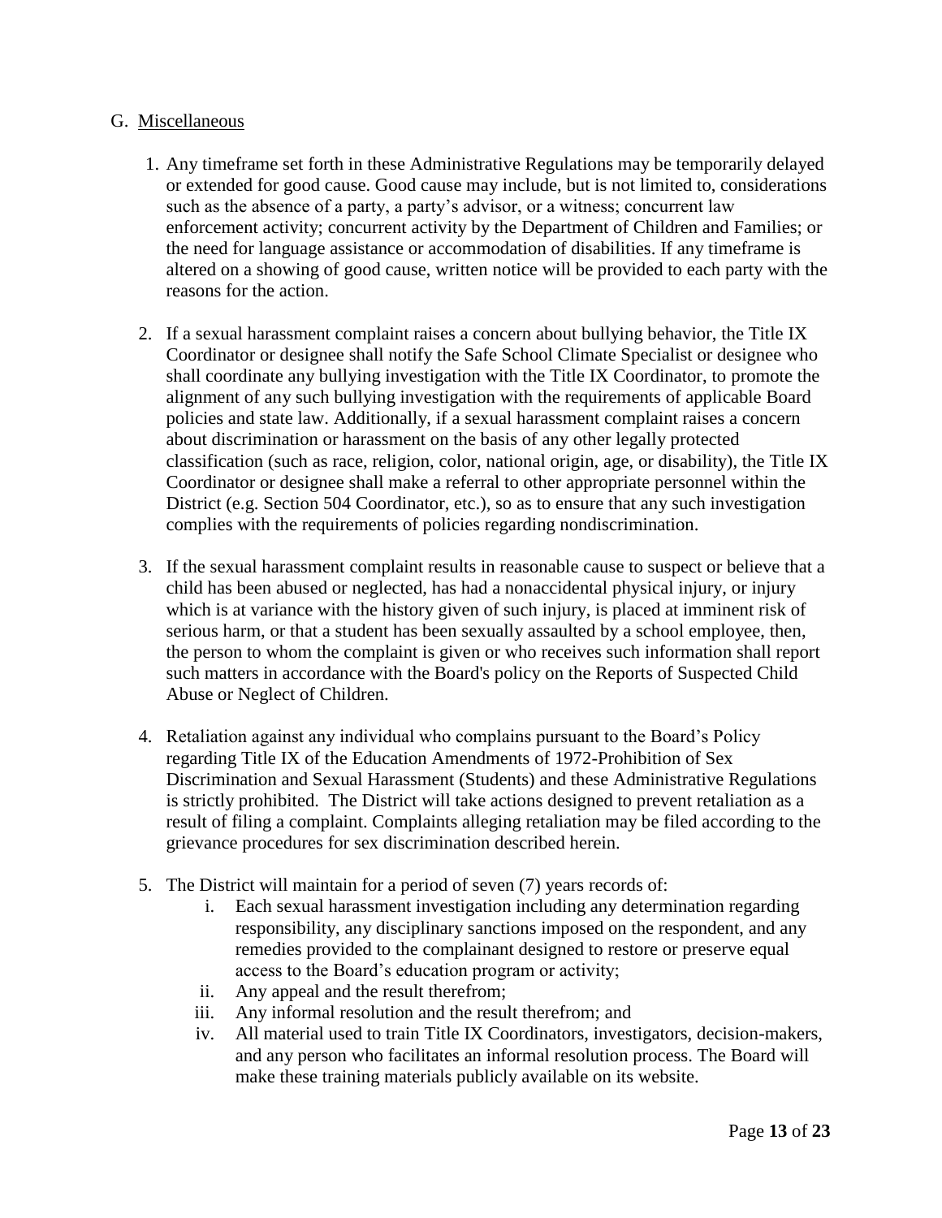G. Miscellaneous

1. Any timeframe set forth in these Administrative Regulations may be temporarily delayed or extended for good cause. Good cause may include, but is not limited to, considerations such as the absence of a party, a party's advisor, or a witness; concurrent law enforcement activity; concurrent activity by the Department of Children and Families; or the need for language assistance or accommodation of disabilities. If any timeframe is altered on a showing of good cause, written notice will be provided to each party with the reasons for the action.

2. If a sexual harassment complaint raises a concern about bullying behavior, the Title IX Coordinator or designee shall notify the Safe School Climate Specialist or designee who shall coordinate any bullying investigation with the Title IX Coordinator, to promote the alignment of any such bullying investigation with the requirements of applicable Board policies and state law. Additionally, if a sexual harassment complaint raises a concern about discrimination or harassment on the basis of any other legally protected classification (such as race, religion, color, national origin, age, or disability), the Title IX Coordinator or designee shall make a referral to other appropriate personnel within the District (e.g. Section 504 Coordinator, etc.), so as to ensure that any such investigation complies with the requirements of policies regarding nondiscrimination.

3. If the sexual harassment complaint results in reasonable cause to suspect or believe that a child has been abused or neglected, has had a nonaccidental physical injury, or injury which is at variance with the history given of such injury, is placed at imminent risk of serious harm, or that a student has been sexually assaulted by a school employee, then, the person to whom the complaint is given or who receives such information shall report such matters in accordance with the Board's policy on the Reports of Suspected Child Abuse or Neglect of Children.

4. Retaliation against any individual who complains pursuant to the Board's Policy regarding Title IX of the Education Amendments of 1972-Prohibition of Sex Discrimination and Sexual Harassment (Students) and these Administrative Regulations is strictly prohibited. The District will take actions designed to prevent retaliation as a result of filing a complaint. Complaints alleging retaliation may be filed according to the grievance procedures for sex discrimination described herein.

5. The District will maintain for a period of seven (7) years records of:
   i. Each sexual harassment investigation including any determination regarding responsibility, any disciplinary sanctions imposed on the respondent, and any remedies provided to the complainant designed to restore or preserve equal access to the Board's education program or activity;
   ii. Any appeal and the result therefrom;
   iii. Any informal resolution and the result therefrom; and
   iv. All material used to train Title IX Coordinators, investigators, decision-makers, and any person who facilitates an informal resolution process. The Board will make these training materials publicly available on its website.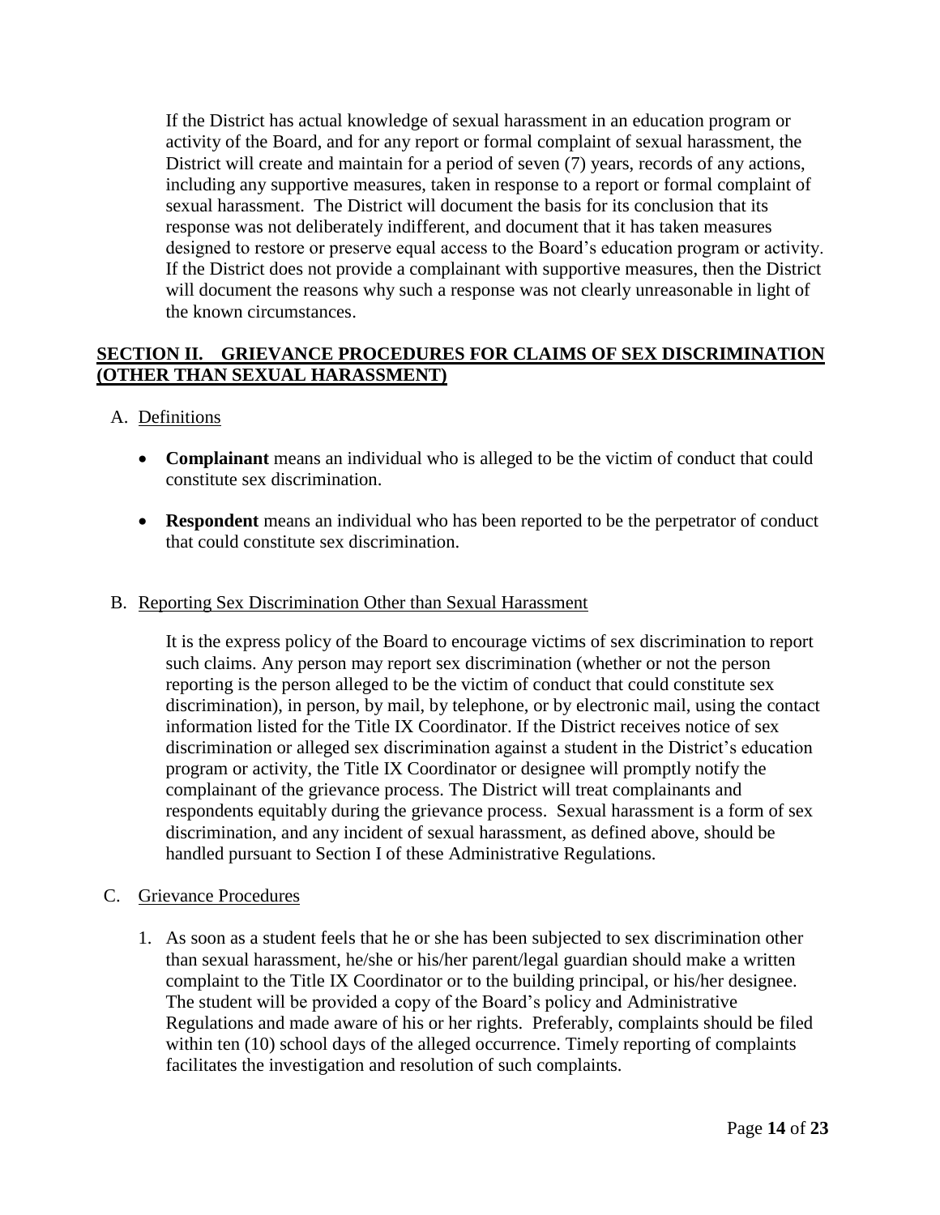If the District has actual knowledge of sexual harassment in an education program or activity of the Board, and for any report or formal complaint of sexual harassment, the District will create and maintain for a period of seven (7) years, records of any actions, including any supportive measures, taken in response to a report or formal complaint of sexual harassment. The District will document the basis for its conclusion that its response was not deliberately indifferent, and document that it has taken measures designed to restore or preserve equal access to the Board's education program or activity. If the District does not provide a complainant with supportive measures, then the District will document the reasons why such a response was not clearly unreasonable in light of the known circumstances.

## SECTION II. GRIEVANCE PROCEDURES FOR CLAIMS OF SEX DISCRIMINATION (OTHER THAN SEXUAL HARASSMENT)

A. Definitions

- **Complainant** means an individual who is alleged to be the victim of conduct that could constitute sex discrimination.
- **Respondent** means an individual who has been reported to be the perpetrator of conduct that could constitute sex discrimination.

B. Reporting Sex Discrimination Other than Sexual Harassment

It is the express policy of the Board to encourage victims of sex discrimination to report such claims. Any person may report sex discrimination (whether or not the person reporting is the person alleged to be the victim of conduct that could constitute sex discrimination), in person, by mail, by telephone, or by electronic mail, using the contact information listed for the Title IX Coordinator. If the District receives notice of sex discrimination or alleged sex discrimination against a student in the District's education program or activity, the Title IX Coordinator or designee will promptly notify the complainant of the grievance process. The District will treat complainants and respondents equitably during the grievance process. Sexual harassment is a form of sex discrimination, and any incident of sexual harassment, as defined above, should be handled pursuant to Section I of these Administrative Regulations.

C. Grievance Procedures

1. As soon as a student feels that he or she has been subjected to sex discrimination other than sexual harassment, he/she or his/her parent/legal guardian should make a written complaint to the Title IX Coordinator or to the building principal, or his/her designee. The student will be provided a copy of the Board's policy and Administrative Regulations and made aware of his or her rights. Preferably, complaints should be filed within ten (10) school days of the alleged occurrence. Timely reporting of complaints facilitates the investigation and resolution of such complaints.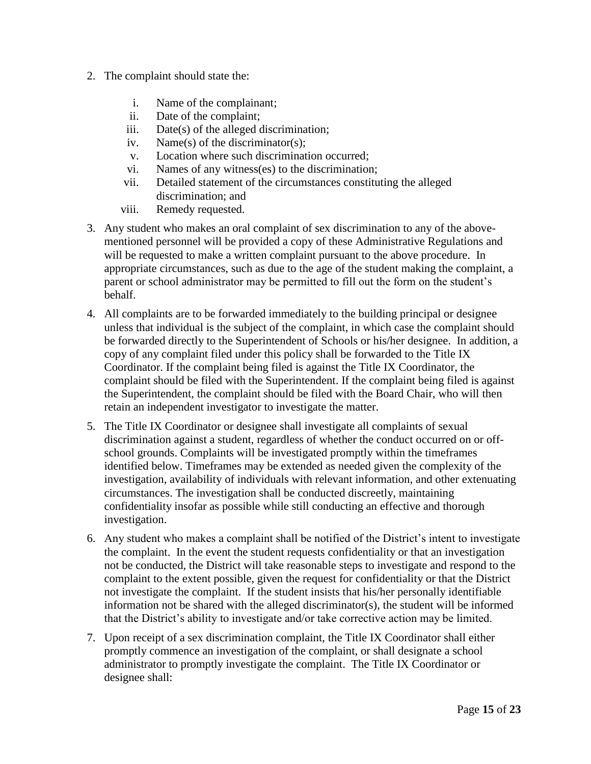2. The complaint should state the:

    i. Name of the complainant;
    ii. Date of the complaint;
    iii. Date(s) of the alleged discrimination;
    iv. Name(s) of the discriminator(s);
    v. Location where such discrimination occurred;
    vi. Names of any witness(es) to the discrimination;
    vii. Detailed statement of the circumstances constituting the alleged discrimination; and
    viii. Remedy requested.

3. Any student who makes an oral complaint of sex discrimination to any of the above-mentioned personnel will be provided a copy of these Administrative Regulations and will be requested to make a written complaint pursuant to the above procedure. In appropriate circumstances, such as due to the age of the student making the complaint, a parent or school administrator may be permitted to fill out the form on the student's behalf.

4. All complaints are to be forwarded immediately to the building principal or designee unless that individual is the subject of the complaint, in which case the complaint should be forwarded directly to the Superintendent of Schools or his/her designee. In addition, a copy of any complaint filed under this policy shall be forwarded to the Title IX Coordinator. If the complaint being filed is against the Title IX Coordinator, the complaint should be filed with the Superintendent. If the complaint being filed is against the Superintendent, the complaint should be filed with the Board Chair, who will then retain an independent investigator to investigate the matter.

5. The Title IX Coordinator or designee shall investigate all complaints of sexual discrimination against a student, regardless of whether the conduct occurred on or off-school grounds. Complaints will be investigated promptly within the timeframes identified below. Timeframes may be extended as needed given the complexity of the investigation, availability of individuals with relevant information, and other extenuating circumstances. The investigation shall be conducted discreetly, maintaining confidentiality insofar as possible while still conducting an effective and thorough investigation.

6. Any student who makes a complaint shall be notified of the District's intent to investigate the complaint. In the event the student requests confidentiality or that an investigation not be conducted, the District will take reasonable steps to investigate and respond to the complaint to the extent possible, given the request for confidentiality or that the District not investigate the complaint. If the student insists that his/her personally identifiable information not be shared with the alleged discriminator(s), the student will be informed that the District's ability to investigate and/or take corrective action may be limited.

7. Upon receipt of a sex discrimination complaint, the Title IX Coordinator shall either promptly commence an investigation of the complaint, or shall designate a school administrator to promptly investigate the complaint. The Title IX Coordinator or designee shall: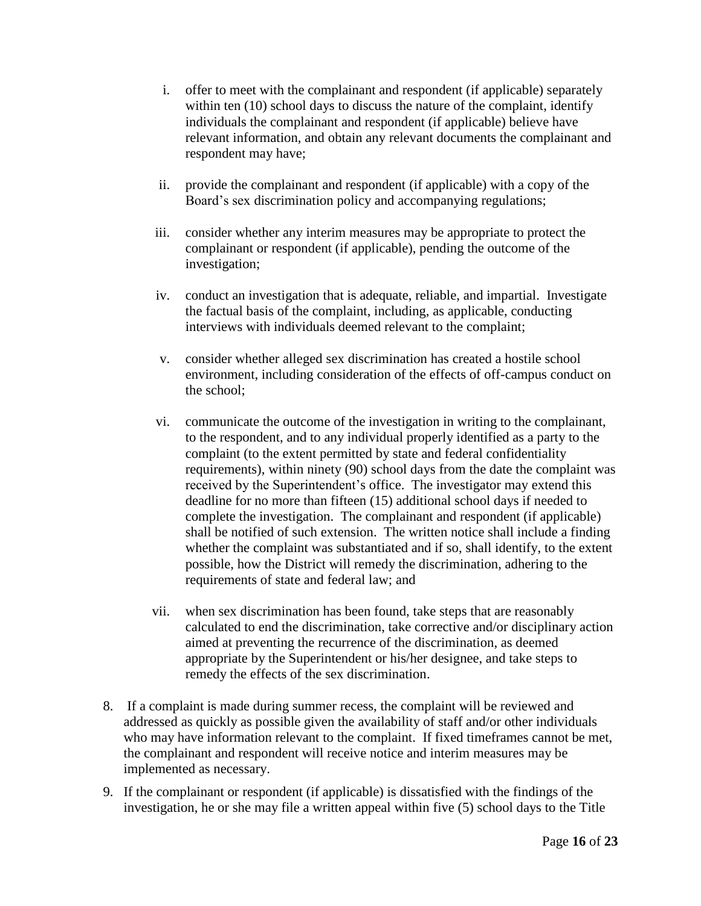i. offer to meet with the complainant and respondent (if applicable) separately within ten (10) school days to discuss the nature of the complaint, identify individuals the complainant and respondent (if applicable) believe have relevant information, and obtain any relevant documents the complainant and respondent may have;

ii. provide the complainant and respondent (if applicable) with a copy of the Board's sex discrimination policy and accompanying regulations;

iii. consider whether any interim measures may be appropriate to protect the complainant or respondent (if applicable), pending the outcome of the investigation;

iv. conduct an investigation that is adequate, reliable, and impartial. Investigate the factual basis of the complaint, including, as applicable, conducting interviews with individuals deemed relevant to the complaint;

v. consider whether alleged sex discrimination has created a hostile school environment, including consideration of the effects of off-campus conduct on the school;

vi. communicate the outcome of the investigation in writing to the complainant, to the respondent, and to any individual properly identified as a party to the complaint (to the extent permitted by state and federal confidentiality requirements), within ninety (90) school days from the date the complaint was received by the Superintendent's office. The investigator may extend this deadline for no more than fifteen (15) additional school days if needed to complete the investigation. The complainant and respondent (if applicable) shall be notified of such extension. The written notice shall include a finding whether the complaint was substantiated and if so, shall identify, to the extent possible, how the District will remedy the discrimination, adhering to the requirements of state and federal law; and

vii. when sex discrimination has been found, take steps that are reasonably calculated to end the discrimination, take corrective and/or disciplinary action aimed at preventing the recurrence of the discrimination, as deemed appropriate by the Superintendent or his/her designee, and take steps to remedy the effects of the sex discrimination.

8. If a complaint is made during summer recess, the complaint will be reviewed and addressed as quickly as possible given the availability of staff and/or other individuals who may have information relevant to the complaint. If fixed timeframes cannot be met, the complainant and respondent will receive notice and interim measures may be implemented as necessary.

9. If the complainant or respondent (if applicable) is dissatisfied with the findings of the investigation, he or she may file a written appeal within five (5) school days to the Title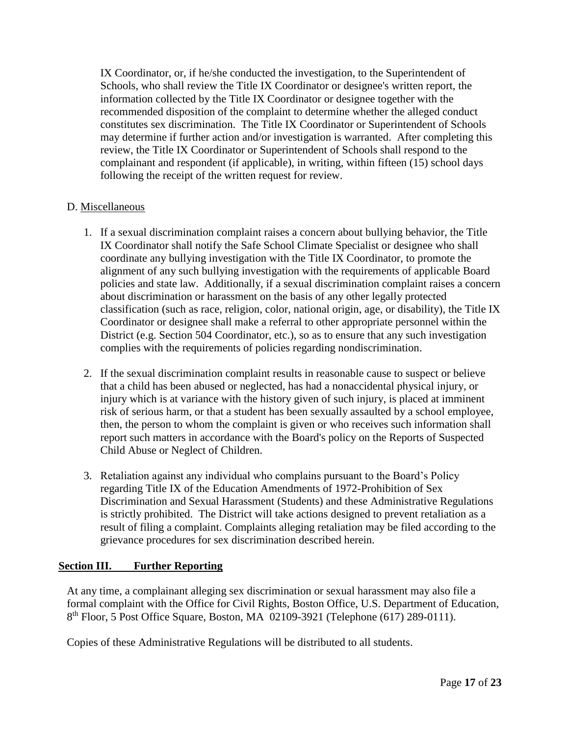IX Coordinator, or, if he/she conducted the investigation, to the Superintendent of Schools, who shall review the Title IX Coordinator or designee's written report, the information collected by the Title IX Coordinator or designee together with the recommended disposition of the complaint to determine whether the alleged conduct constitutes sex discrimination. The Title IX Coordinator or Superintendent of Schools may determine if further action and/or investigation is warranted. After completing this review, the Title IX Coordinator or Superintendent of Schools shall respond to the complainant and respondent (if applicable), in writing, within fifteen (15) school days following the receipt of the written request for review.

D. Miscellaneous

1. If a sexual discrimination complaint raises a concern about bullying behavior, the Title IX Coordinator shall notify the Safe School Climate Specialist or designee who shall coordinate any bullying investigation with the Title IX Coordinator, to promote the alignment of any such bullying investigation with the requirements of applicable Board policies and state law. Additionally, if a sexual discrimination complaint raises a concern about discrimination or harassment on the basis of any other legally protected classification (such as race, religion, color, national origin, age, or disability), the Title IX Coordinator or designee shall make a referral to other appropriate personnel within the District (e.g. Section 504 Coordinator, etc.), so as to ensure that any such investigation complies with the requirements of policies regarding nondiscrimination.

2. If the sexual discrimination complaint results in reasonable cause to suspect or believe that a child has been abused or neglected, has had a nonaccidental physical injury, or injury which is at variance with the history given of such injury, is placed at imminent risk of serious harm, or that a student has been sexually assaulted by a school employee, then, the person to whom the complaint is given or who receives such information shall report such matters in accordance with the Board's policy on the Reports of Suspected Child Abuse or Neglect of Children.

3. Retaliation against any individual who complains pursuant to the Board's Policy regarding Title IX of the Education Amendments of 1972-Prohibition of Sex Discrimination and Sexual Harassment (Students) and these Administrative Regulations is strictly prohibited. The District will take actions designed to prevent retaliation as a result of filing a complaint. Complaints alleging retaliation may be filed according to the grievance procedures for sex discrimination described herein.

## Section III. Further Reporting

At any time, a complainant alleging sex discrimination or sexual harassment may also file a formal complaint with the Office for Civil Rights, Boston Office, U.S. Department of Education, 8th Floor, 5 Post Office Square, Boston, MA 02109-3921 (Telephone (617) 289-0111).

Copies of these Administrative Regulations will be distributed to all students.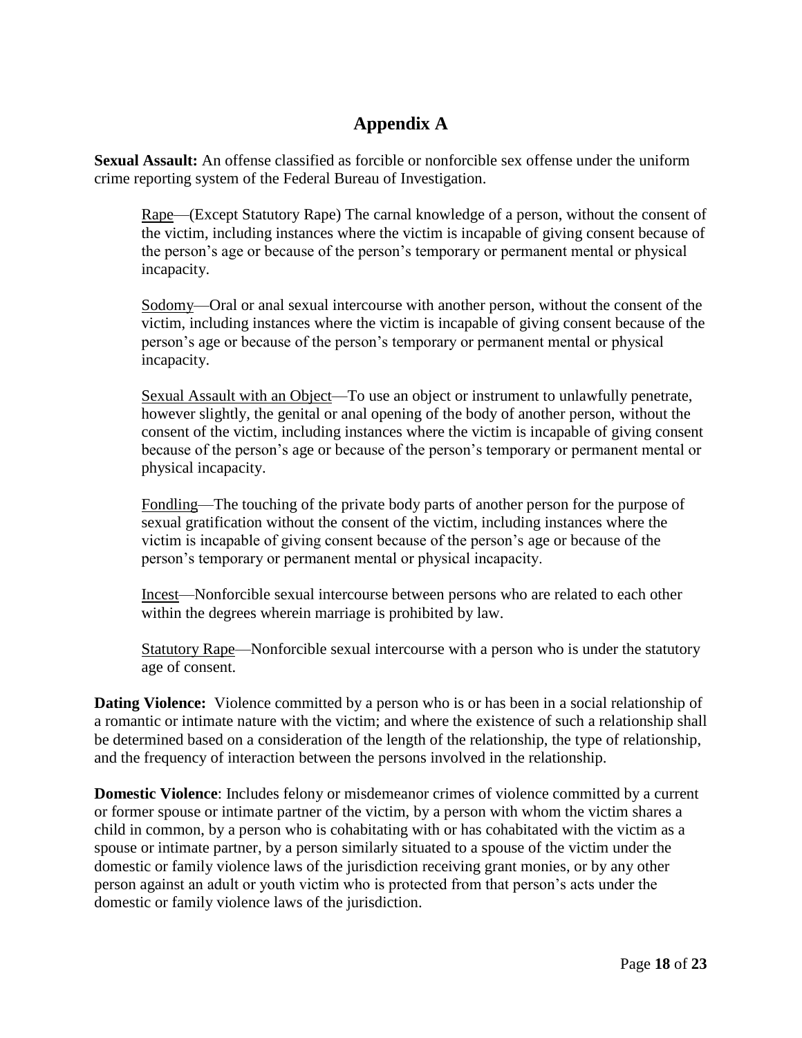# Appendix A

**Sexual Assault:** An offense classified as forcible or nonforcible sex offense under the uniform crime reporting system of the Federal Bureau of Investigation.

> Rape—(Except Statutory Rape) The carnal knowledge of a person, without the consent of the victim, including instances where the victim is incapable of giving consent because of the person's age or because of the person's temporary or permanent mental or physical incapacity.
>
> Sodomy—Oral or anal sexual intercourse with another person, without the consent of the victim, including instances where the victim is incapable of giving consent because of the person's age or because of the person's temporary or permanent mental or physical incapacity.
>
> Sexual Assault with an Object—To use an object or instrument to unlawfully penetrate, however slightly, the genital or anal opening of the body of another person, without the consent of the victim, including instances where the victim is incapable of giving consent because of the person's age or because of the person's temporary or permanent mental or physical incapacity.
>
> Fondling—The touching of the private body parts of another person for the purpose of sexual gratification without the consent of the victim, including instances where the victim is incapable of giving consent because of the person's age or because of the person's temporary or permanent mental or physical incapacity.
>
> Incest—Nonforcible sexual intercourse between persons who are related to each other within the degrees wherein marriage is prohibited by law.
>
> Statutory Rape—Nonforcible sexual intercourse with a person who is under the statutory age of consent.

**Dating Violence:** Violence committed by a person who is or has been in a social relationship of a romantic or intimate nature with the victim; and where the existence of such a relationship shall be determined based on a consideration of the length of the relationship, the type of relationship, and the frequency of interaction between the persons involved in the relationship.

**Domestic Violence**: Includes felony or misdemeanor crimes of violence committed by a current or former spouse or intimate partner of the victim, by a person with whom the victim shares a child in common, by a person who is cohabitating with or has cohabitated with the victim as a spouse or intimate partner, by a person similarly situated to a spouse of the victim under the domestic or family violence laws of the jurisdiction receiving grant monies, or by any other person against an adult or youth victim who is protected from that person's acts under the domestic or family violence laws of the jurisdiction.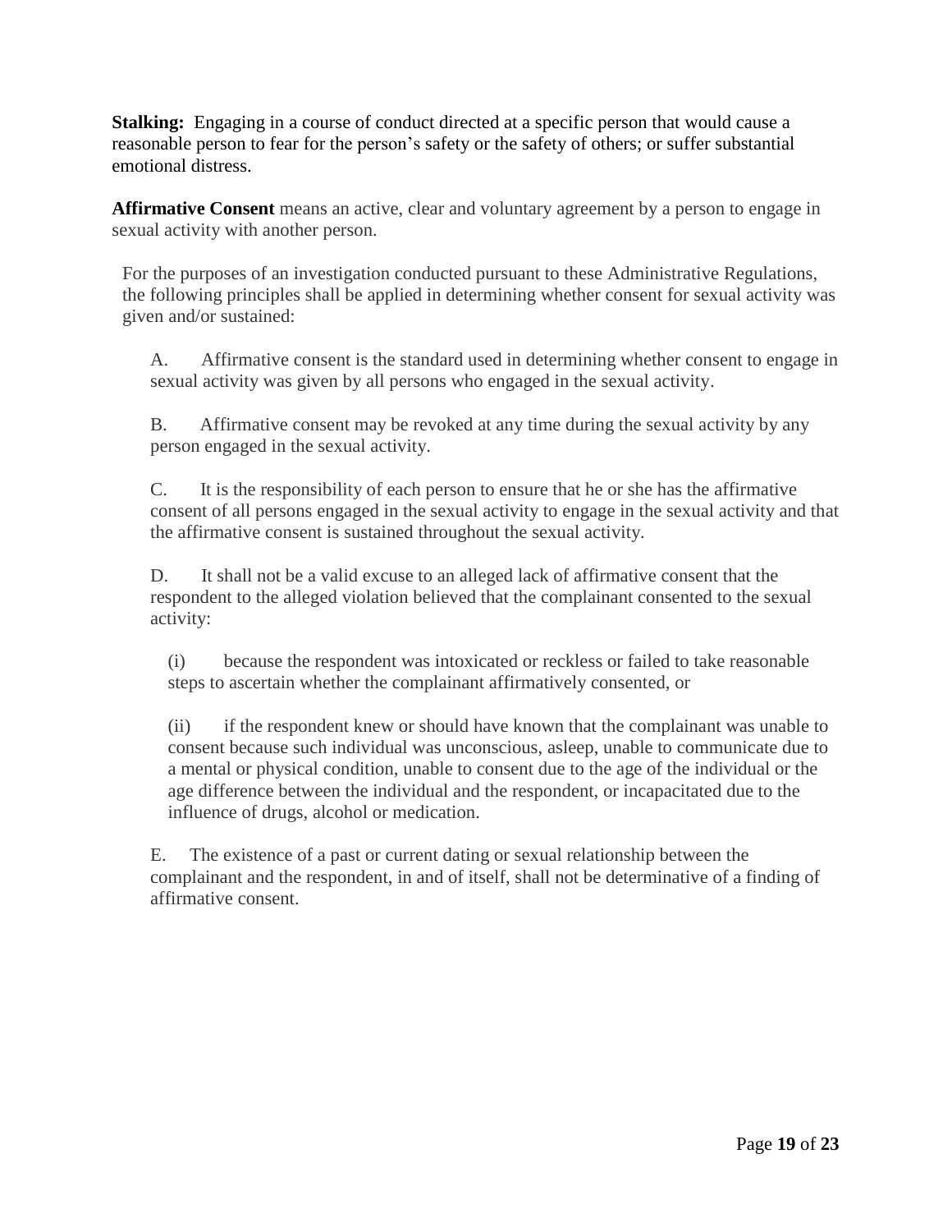**Stalking:** Engaging in a course of conduct directed at a specific person that would cause a reasonable person to fear for the person's safety or the safety of others; or suffer substantial emotional distress.

**Affirmative Consent** means an active, clear and voluntary agreement by a person to engage in sexual activity with another person.

For the purposes of an investigation conducted pursuant to these Administrative Regulations, the following principles shall be applied in determining whether consent for sexual activity was given and/or sustained:

A. Affirmative consent is the standard used in determining whether consent to engage in sexual activity was given by all persons who engaged in the sexual activity.

B. Affirmative consent may be revoked at any time during the sexual activity by any person engaged in the sexual activity.

C. It is the responsibility of each person to ensure that he or she has the affirmative consent of all persons engaged in the sexual activity to engage in the sexual activity and that the affirmative consent is sustained throughout the sexual activity.

D. It shall not be a valid excuse to an alleged lack of affirmative consent that the respondent to the alleged violation believed that the complainant consented to the sexual activity:

(i) because the respondent was intoxicated or reckless or failed to take reasonable steps to ascertain whether the complainant affirmatively consented, or

(ii) if the respondent knew or should have known that the complainant was unable to consent because such individual was unconscious, asleep, unable to communicate due to a mental or physical condition, unable to consent due to the age of the individual or the age difference between the individual and the respondent, or incapacitated due to the influence of drugs, alcohol or medication.

E. The existence of a past or current dating or sexual relationship between the complainant and the respondent, in and of itself, shall not be determinative of a finding of affirmative consent.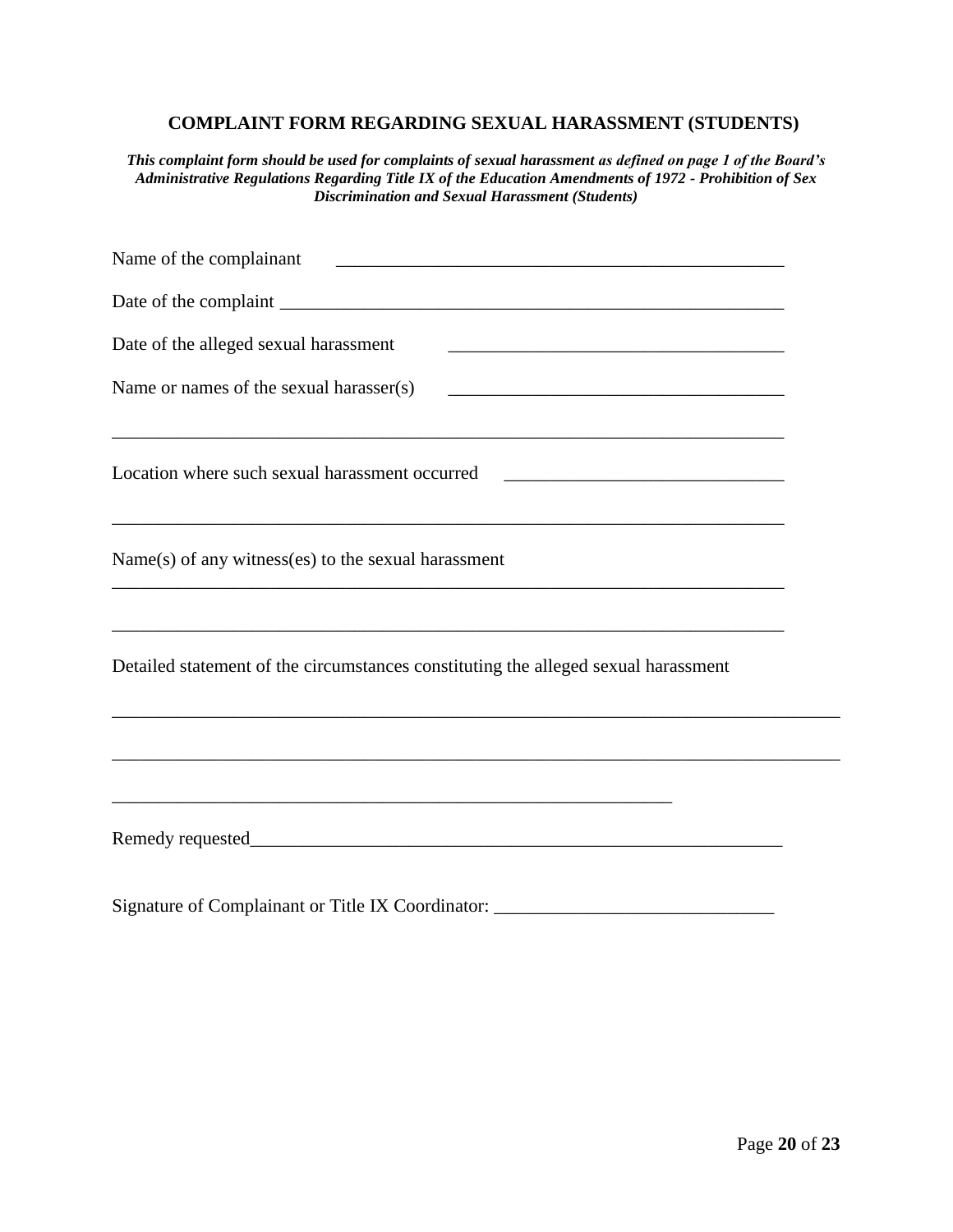## COMPLAINT FORM REGARDING SEXUAL HARASSMENT (STUDENTS)

***This complaint form should be used for complaints of sexual harassment as defined on page 1 of the Board's Administrative Regulations Regarding Title IX of the Education Amendments of 1972 - Prohibition of Sex Discrimination and Sexual Harassment (Students)***

Name of the complainant ______________________________________________

Date of the complaint _______________________________________________________

Date of the alleged sexual harassment ____________________________________

Name or names of the sexual harasser(s) ____________________________________

___________________________________________________________________________

Location where such sexual harassment occurred ______________________________

___________________________________________________________________________

Name(s) of any witness(es) to the sexual harassment

___________________________________________________________________________

___________________________________________________________________________

Detailed statement of the circumstances constituting the alleged sexual harassment

_______________________________________________________________________________

_______________________________________________________________________________

______________________________________________________________

Remedy requested_______________________________________________________

Signature of Complainant or Title IX Coordinator: ______________________________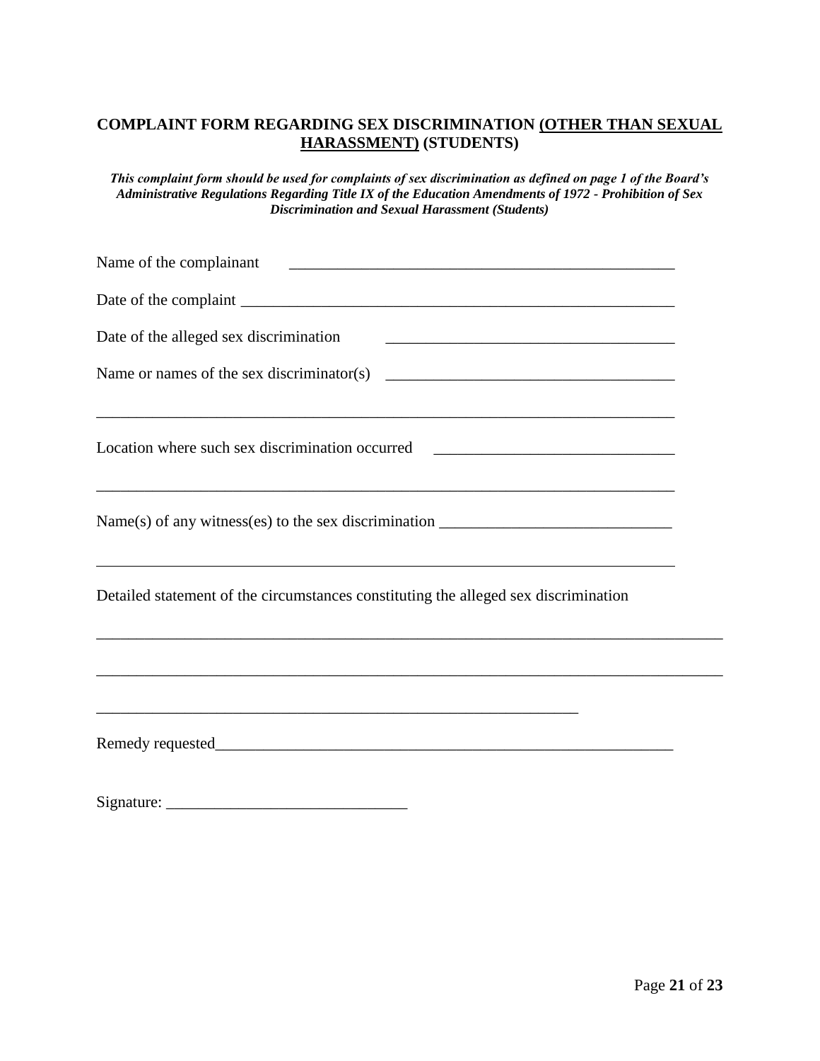**COMPLAINT FORM REGARDING SEX DISCRIMINATION <u>(OTHER THAN SEXUAL HARASSMENT)</u> (STUDENTS)**

***This complaint form should be used for complaints of sex discrimination as defined on page 1 of the Board's Administrative Regulations Regarding Title IX of the Education Amendments of 1972 - Prohibition of Sex Discrimination and Sexual Harassment (Students)***

Name of the complainant ________________________________________________

Date of the complaint ________________________________________________________

Date of the alleged sex discrimination __________________________________

Name or names of the sex discriminator(s) __________________________________

________________________________________________________________________

Location where such sex discrimination occurred ____________________________

________________________________________________________________________

Name(s) of any witness(es) to the sex discrimination ___________________________

________________________________________________________________________

Detailed statement of the circumstances constituting the alleged sex discrimination

__________________________________________________________________________

__________________________________________________________________________

______________________________________________________________

Remedy requested_______________________________________________________

Signature: ______________________________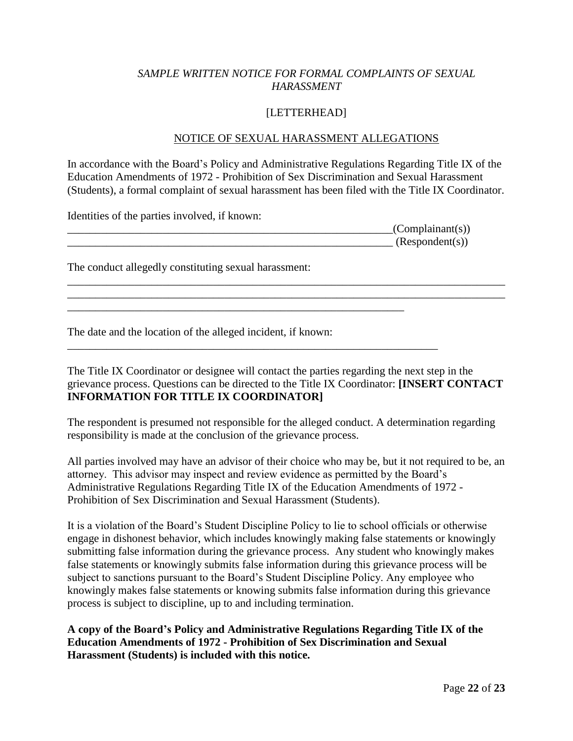*SAMPLE WRITTEN NOTICE FOR FORMAL COMPLAINTS OF SEXUAL HARASSMENT*

[LETTERHEAD]

NOTICE OF SEXUAL HARASSMENT ALLEGATIONS

In accordance with the Board's Policy and Administrative Regulations Regarding Title IX of the Education Amendments of 1972 - Prohibition of Sex Discrimination and Sexual Harassment (Students), a formal complaint of sexual harassment has been filed with the Title IX Coordinator.

Identities of the parties involved, if known:

____________________________________________________________(Complainant(s))

____________________________________________________________ (Respondent(s))

The conduct allegedly constituting sexual harassment:

________________________________________________________________________________

________________________________________________________________________________

_____________________________________________________________

The date and the location of the alleged incident, if known:

____________________________________________________________________

The Title IX Coordinator or designee will contact the parties regarding the next step in the grievance process. Questions can be directed to the Title IX Coordinator: **[INSERT CONTACT INFORMATION FOR TITLE IX COORDINATOR]**

The respondent is presumed not responsible for the alleged conduct. A determination regarding responsibility is made at the conclusion of the grievance process.

All parties involved may have an advisor of their choice who may be, but it not required to be, an attorney. This advisor may inspect and review evidence as permitted by the Board's Administrative Regulations Regarding Title IX of the Education Amendments of 1972 - Prohibition of Sex Discrimination and Sexual Harassment (Students).

It is a violation of the Board's Student Discipline Policy to lie to school officials or otherwise engage in dishonest behavior, which includes knowingly making false statements or knowingly submitting false information during the grievance process. Any student who knowingly makes false statements or knowingly submits false information during this grievance process will be subject to sanctions pursuant to the Board's Student Discipline Policy. Any employee who knowingly makes false statements or knowing submits false information during this grievance process is subject to discipline, up to and including termination.

**A copy of the Board's Policy and Administrative Regulations Regarding Title IX of the Education Amendments of 1972 - Prohibition of Sex Discrimination and Sexual Harassment (Students) is included with this notice.**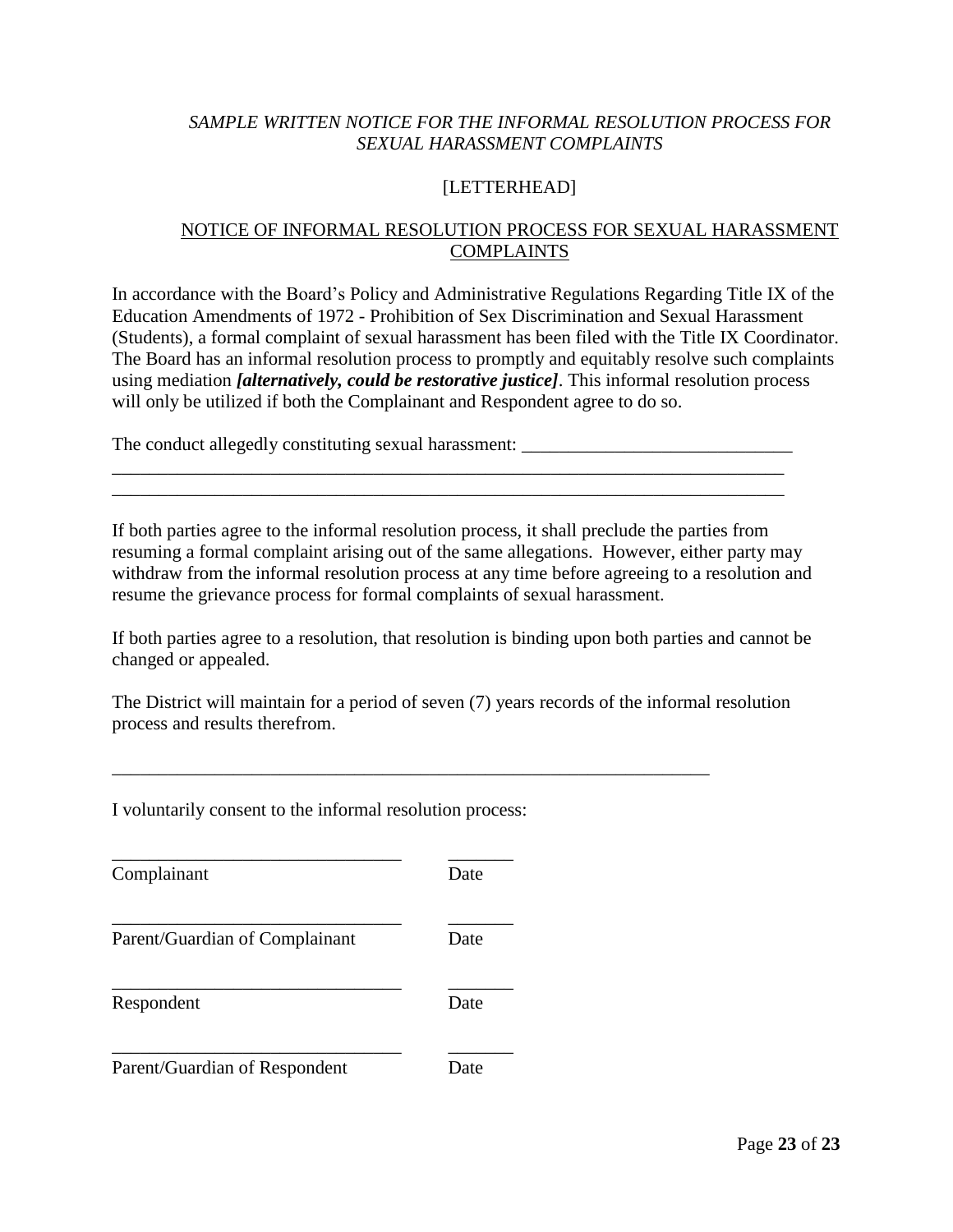*SAMPLE WRITTEN NOTICE FOR THE INFORMAL RESOLUTION PROCESS FOR SEXUAL HARASSMENT COMPLAINTS*

[LETTERHEAD]

<u>NOTICE OF INFORMAL RESOLUTION PROCESS FOR SEXUAL HARASSMENT COMPLAINTS</u>

In accordance with the Board's Policy and Administrative Regulations Regarding Title IX of the Education Amendments of 1972 - Prohibition of Sex Discrimination and Sexual Harassment (Students), a formal complaint of sexual harassment has been filed with the Title IX Coordinator. The Board has an informal resolution process to promptly and equitably resolve such complaints using mediation ***[alternatively, could be restorative justice]***. This informal resolution process will only be utilized if both the Complainant and Respondent agree to do so.

The conduct allegedly constituting sexual harassment: ______________________________
______________________________________________________________________________
______________________________________________________________________________

If both parties agree to the informal resolution process, it shall preclude the parties from resuming a formal complaint arising out of the same allegations. However, either party may withdraw from the informal resolution process at any time before agreeing to a resolution and resume the grievance process for formal complaints of sexual harassment.

If both parties agree to a resolution, that resolution is binding upon both parties and cannot be changed or appealed.

The District will maintain for a period of seven (7) years records of the informal resolution process and results therefrom.

______________________________________________________________________

I voluntarily consent to the informal resolution process:

________________________________ ________
Complainant Date

________________________________ ________
Parent/Guardian of Complainant Date

________________________________ ________
Respondent Date

________________________________ ________
Parent/Guardian of Respondent Date